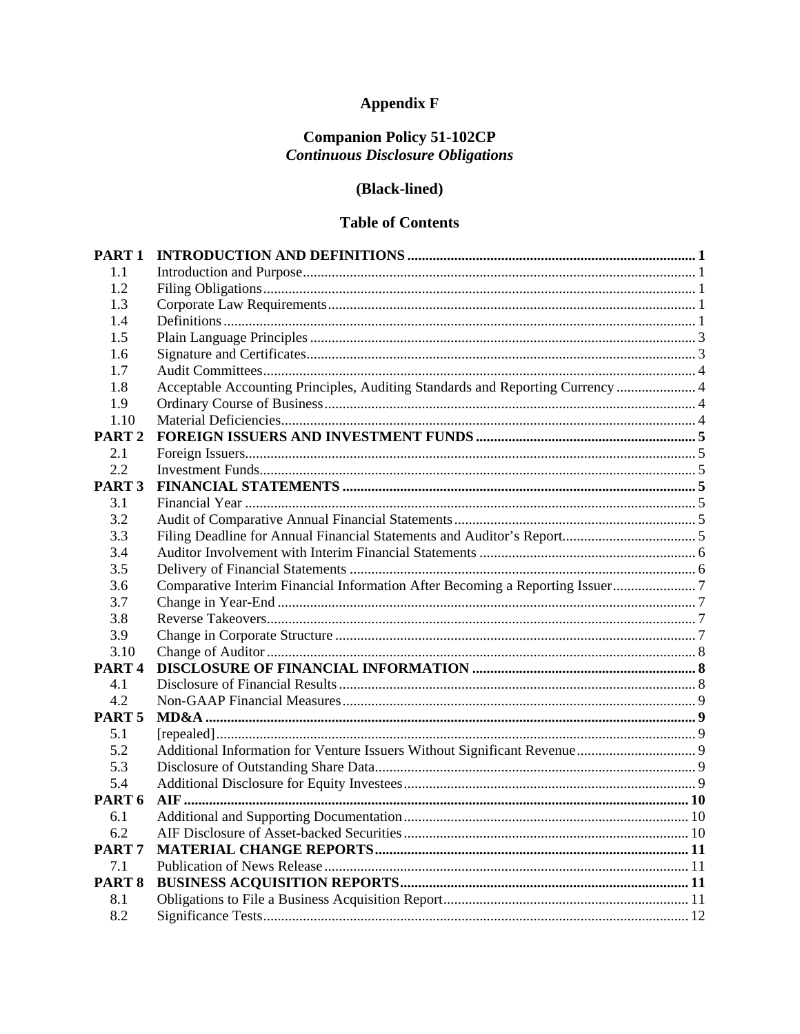# Appendix F

## Companion Policy 51-102CP
## *Continuous Disclosure Obligations*

## (Black-lined)

## Table of Contents

| | | |
|---|---|---|
| **PART 1** | **INTRODUCTION AND DEFINITIONS** | **1** |
| 1.1 | Introduction and Purpose | 1 |
| 1.2 | Filing Obligations | 1 |
| 1.3 | Corporate Law Requirements | 1 |
| 1.4 | Definitions | 1 |
| 1.5 | Plain Language Principles | 3 |
| 1.6 | Signature and Certificates | 3 |
| 1.7 | Audit Committees | 4 |
| 1.8 | Acceptable Accounting Principles, Auditing Standards and Reporting Currency | 4 |
| 1.9 | Ordinary Course of Business | 4 |
| 1.10 | Material Deficiencies | 4 |
| **PART 2** | **FOREIGN ISSUERS AND INVESTMENT FUNDS** | **5** |
| 2.1 | Foreign Issuers | 5 |
| 2.2 | Investment Funds | 5 |
| **PART 3** | **FINANCIAL STATEMENTS** | **5** |
| 3.1 | Financial Year | 5 |
| 3.2 | Audit of Comparative Annual Financial Statements | 5 |
| 3.3 | Filing Deadline for Annual Financial Statements and Auditor's Report | 5 |
| 3.4 | Auditor Involvement with Interim Financial Statements | 6 |
| 3.5 | Delivery of Financial Statements | 6 |
| 3.6 | Comparative Interim Financial Information After Becoming a Reporting Issuer | 7 |
| 3.7 | Change in Year-End | 7 |
| 3.8 | Reverse Takeovers | 7 |
| 3.9 | Change in Corporate Structure | 7 |
| 3.10 | Change of Auditor | 8 |
| **PART 4** | **DISCLOSURE OF FINANCIAL INFORMATION** | **8** |
| 4.1 | Disclosure of Financial Results | 8 |
| 4.2 | Non-GAAP Financial Measures | 9 |
| **PART 5** | **MD&A** | **9** |
| 5.1 | [repealed] | 9 |
| 5.2 | Additional Information for Venture Issuers Without Significant Revenue | 9 |
| 5.3 | Disclosure of Outstanding Share Data | 9 |
| 5.4 | Additional Disclosure for Equity Investees | 9 |
| **PART 6** | **AIF** | **10** |
| 6.1 | Additional and Supporting Documentation | 10 |
| 6.2 | AIF Disclosure of Asset-backed Securities | 10 |
| **PART 7** | **MATERIAL CHANGE REPORTS** | **11** |
| 7.1 | Publication of News Release | 11 |
| **PART 8** | **BUSINESS ACQUISITION REPORTS** | **11** |
| 8.1 | Obligations to File a Business Acquisition Report | 11 |
| 8.2 | Significance Tests | 12 |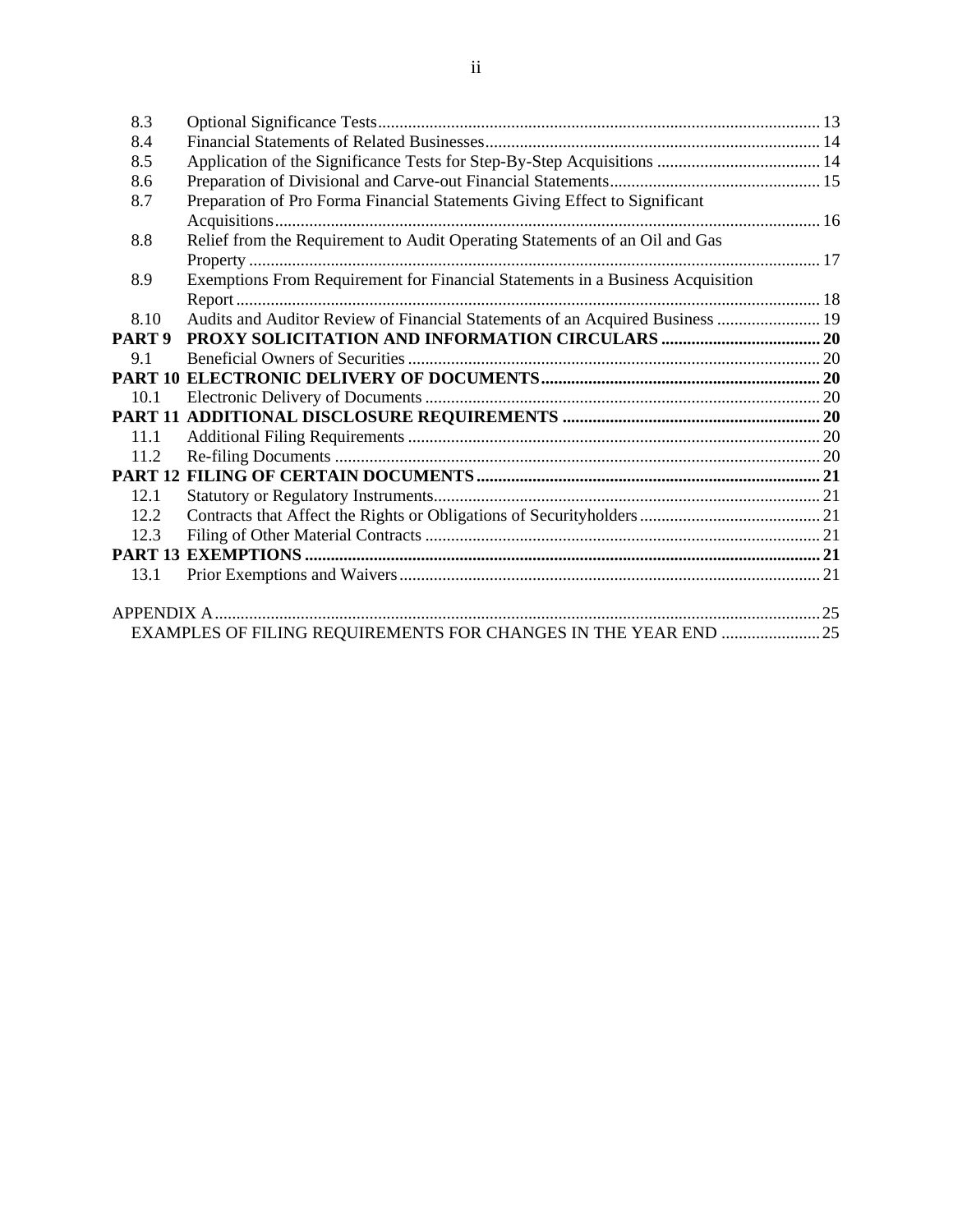| | | |
|---|---|---|
| 8.3 | Optional Significance Tests | 13 |
| 8.4 | Financial Statements of Related Businesses | 14 |
| 8.5 | Application of the Significance Tests for Step-By-Step Acquisitions | 14 |
| 8.6 | Preparation of Divisional and Carve-out Financial Statements | 15 |
| 8.7 | Preparation of Pro Forma Financial Statements Giving Effect to Significant Acquisitions | 16 |
| 8.8 | Relief from the Requirement to Audit Operating Statements of an Oil and Gas Property | 17 |
| 8.9 | Exemptions From Requirement for Financial Statements in a Business Acquisition Report | 18 |
| 8.10 | Audits and Auditor Review of Financial Statements of an Acquired Business | 19 |
| **PART 9** | **PROXY SOLICITATION AND INFORMATION CIRCULARS** | **20** |
| 9.1 | Beneficial Owners of Securities | 20 |
| **PART 10** | **ELECTRONIC DELIVERY OF DOCUMENTS** | **20** |
| 10.1 | Electronic Delivery of Documents | 20 |
| **PART 11** | **ADDITIONAL DISCLOSURE REQUIREMENTS** | **20** |
| 11.1 | Additional Filing Requirements | 20 |
| 11.2 | Re-filing Documents | 20 |
| **PART 12** | **FILING OF CERTAIN DOCUMENTS** | **21** |
| 12.1 | Statutory or Regulatory Instruments | 21 |
| 12.2 | Contracts that Affect the Rights or Obligations of Securityholders | 21 |
| 12.3 | Filing of Other Material Contracts | 21 |
| **PART 13** | **EXEMPTIONS** | **21** |
| 13.1 | Prior Exemptions and Waivers | 21 |

APPENDIX A ........ 25
EXAMPLES OF FILING REQUIREMENTS FOR CHANGES IN THE YEAR END ........ 25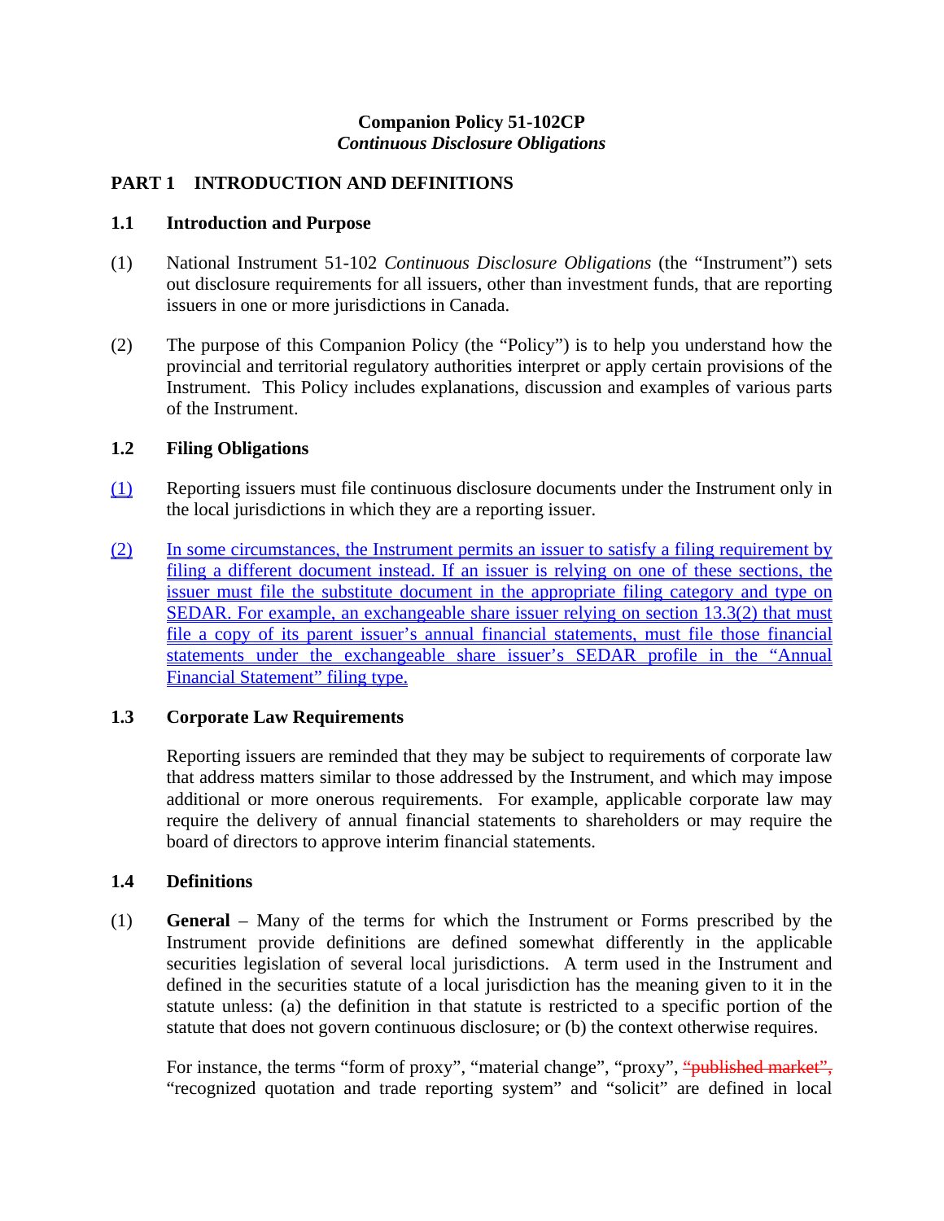**Companion Policy 51-102CP**
***Continuous Disclosure Obligations***

## PART 1 INTRODUCTION AND DEFINITIONS

### 1.1 Introduction and Purpose

(1) National Instrument 51-102 *Continuous Disclosure Obligations* (the "Instrument") sets out disclosure requirements for all issuers, other than investment funds, that are reporting issuers in one or more jurisdictions in Canada.

(2) The purpose of this Companion Policy (the "Policy") is to help you understand how the provincial and territorial regulatory authorities interpret or apply certain provisions of the Instrument. This Policy includes explanations, discussion and examples of various parts of the Instrument.

### 1.2 Filing Obligations

(1) Reporting issuers must file continuous disclosure documents under the Instrument only in the local jurisdictions in which they are a reporting issuer.

(2) In some circumstances, the Instrument permits an issuer to satisfy a filing requirement by filing a different document instead. If an issuer is relying on one of these sections, the issuer must file the substitute document in the appropriate filing category and type on SEDAR. For example, an exchangeable share issuer relying on section 13.3(2) that must file a copy of its parent issuer's annual financial statements, must file those financial statements under the exchangeable share issuer's SEDAR profile in the "Annual Financial Statement" filing type.

### 1.3 Corporate Law Requirements

Reporting issuers are reminded that they may be subject to requirements of corporate law that address matters similar to those addressed by the Instrument, and which may impose additional or more onerous requirements. For example, applicable corporate law may require the delivery of annual financial statements to shareholders or may require the board of directors to approve interim financial statements.

### 1.4 Definitions

(1) **General** – Many of the terms for which the Instrument or Forms prescribed by the Instrument provide definitions are defined somewhat differently in the applicable securities legislation of several local jurisdictions. A term used in the Instrument and defined in the securities statute of a local jurisdiction has the meaning given to it in the statute unless: (a) the definition in that statute is restricted to a specific portion of the statute that does not govern continuous disclosure; or (b) the context otherwise requires.

For instance, the terms "form of proxy", "material change", "proxy", ~~"published market",~~ "recognized quotation and trade reporting system" and "solicit" are defined in local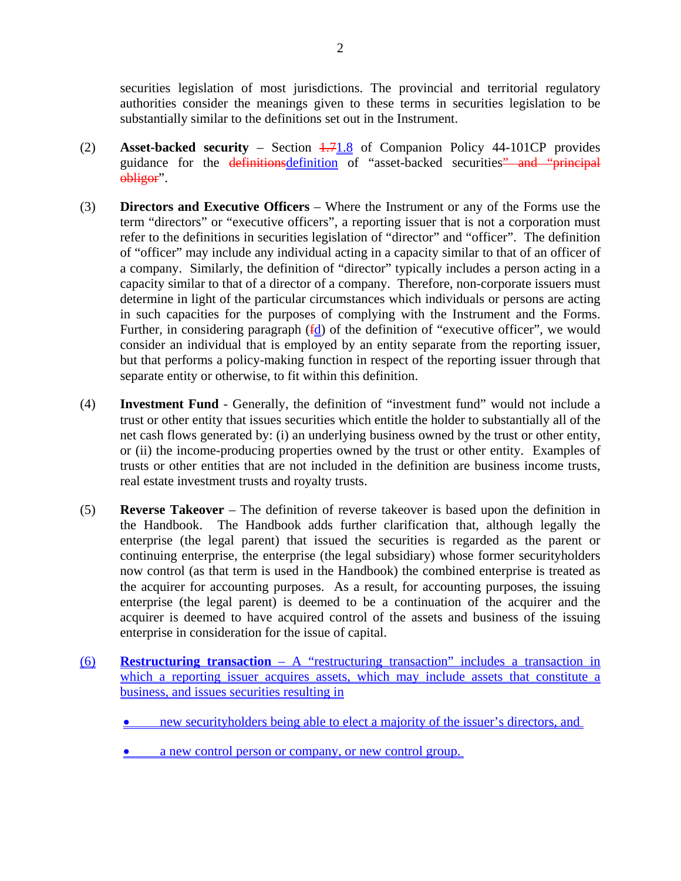securities legislation of most jurisdictions. The provincial and territorial regulatory authorities consider the meanings given to these terms in securities legislation to be substantially similar to the definitions set out in the Instrument.

(2) **Asset-backed security** – Section ~~1.7~~1.8 of Companion Policy 44-101CP provides guidance for the ~~definitions~~definition of "asset-backed securities~~" and "principal obligor~~".

(3) **Directors and Executive Officers** – Where the Instrument or any of the Forms use the term "directors" or "executive officers", a reporting issuer that is not a corporation must refer to the definitions in securities legislation of "director" and "officer". The definition of "officer" may include any individual acting in a capacity similar to that of an officer of a company. Similarly, the definition of "director" typically includes a person acting in a capacity similar to that of a director of a company. Therefore, non-corporate issuers must determine in light of the particular circumstances which individuals or persons are acting in such capacities for the purposes of complying with the Instrument and the Forms. Further, in considering paragraph (~~f~~d) of the definition of "executive officer", we would consider an individual that is employed by an entity separate from the reporting issuer, but that performs a policy-making function in respect of the reporting issuer through that separate entity or otherwise, to fit within this definition.

(4) **Investment Fund** - Generally, the definition of "investment fund" would not include a trust or other entity that issues securities which entitle the holder to substantially all of the net cash flows generated by: (i) an underlying business owned by the trust or other entity, or (ii) the income-producing properties owned by the trust or other entity. Examples of trusts or other entities that are not included in the definition are business income trusts, real estate investment trusts and royalty trusts.

(5) **Reverse Takeover** – The definition of reverse takeover is based upon the definition in the Handbook. The Handbook adds further clarification that, although legally the enterprise (the legal parent) that issued the securities is regarded as the parent or continuing enterprise, the enterprise (the legal subsidiary) whose former securityholders now control (as that term is used in the Handbook) the combined enterprise is treated as the acquirer for accounting purposes. As a result, for accounting purposes, the issuing enterprise (the legal parent) is deemed to be a continuation of the acquirer and the acquirer is deemed to have acquired control of the assets and business of the issuing enterprise in consideration for the issue of capital.

(6) **Restructuring transaction** – A "restructuring transaction" includes a transaction in which a reporting issuer acquires assets, which may include assets that constitute a business, and issues securities resulting in

- new securityholders being able to elect a majority of the issuer's directors, and
- a new control person or company, or new control group.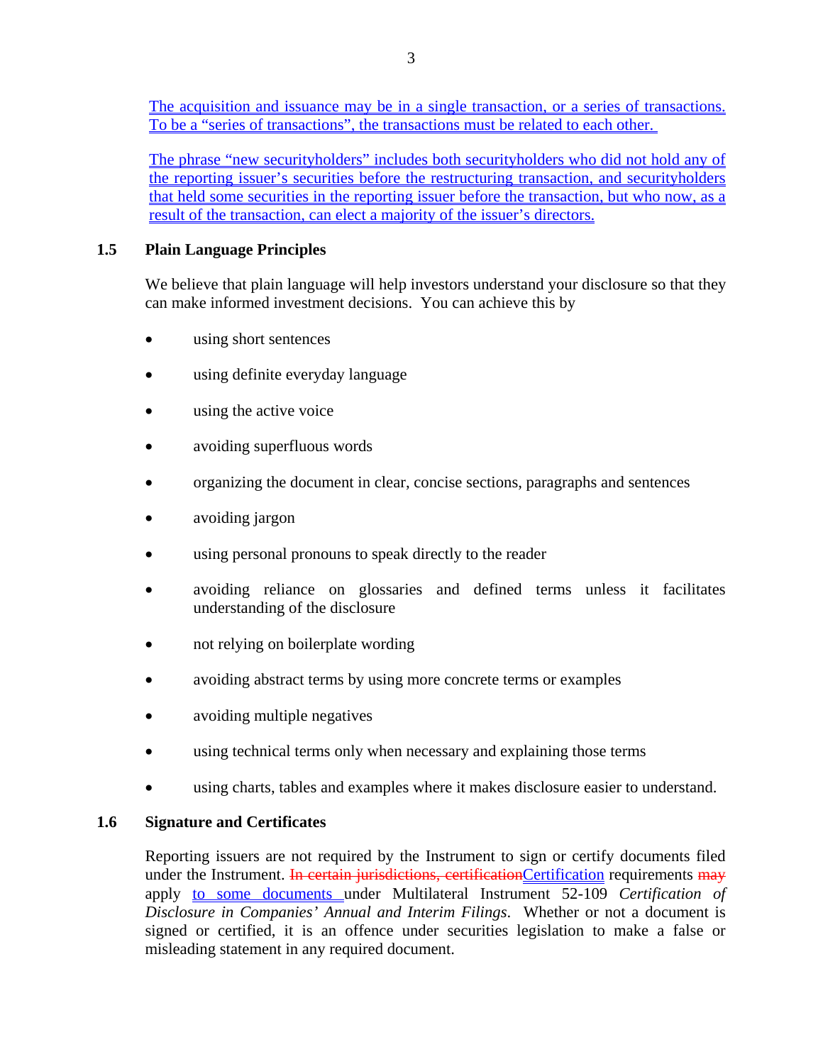The acquisition and issuance may be in a single transaction, or a series of transactions. To be a "series of transactions", the transactions must be related to each other.

The phrase "new securityholders" includes both securityholders who did not hold any of the reporting issuer's securities before the restructuring transaction, and securityholders that held some securities in the reporting issuer before the transaction, but who now, as a result of the transaction, can elect a majority of the issuer's directors.

### 1.5 Plain Language Principles

We believe that plain language will help investors understand your disclosure so that they can make informed investment decisions. You can achieve this by

- using short sentences
- using definite everyday language
- using the active voice
- avoiding superfluous words
- organizing the document in clear, concise sections, paragraphs and sentences
- avoiding jargon
- using personal pronouns to speak directly to the reader
- avoiding reliance on glossaries and defined terms unless it facilitates understanding of the disclosure
- not relying on boilerplate wording
- avoiding abstract terms by using more concrete terms or examples
- avoiding multiple negatives
- using technical terms only when necessary and explaining those terms
- using charts, tables and examples where it makes disclosure easier to understand.

### 1.6 Signature and Certificates

Reporting issuers are not required by the Instrument to sign or certify documents filed under the Instrument. ~~In certain jurisdictions, certification~~Certification requirements ~~may~~ apply to some documents under Multilateral Instrument 52-109 *Certification of Disclosure in Companies' Annual and Interim Filings*. Whether or not a document is signed or certified, it is an offence under securities legislation to make a false or misleading statement in any required document.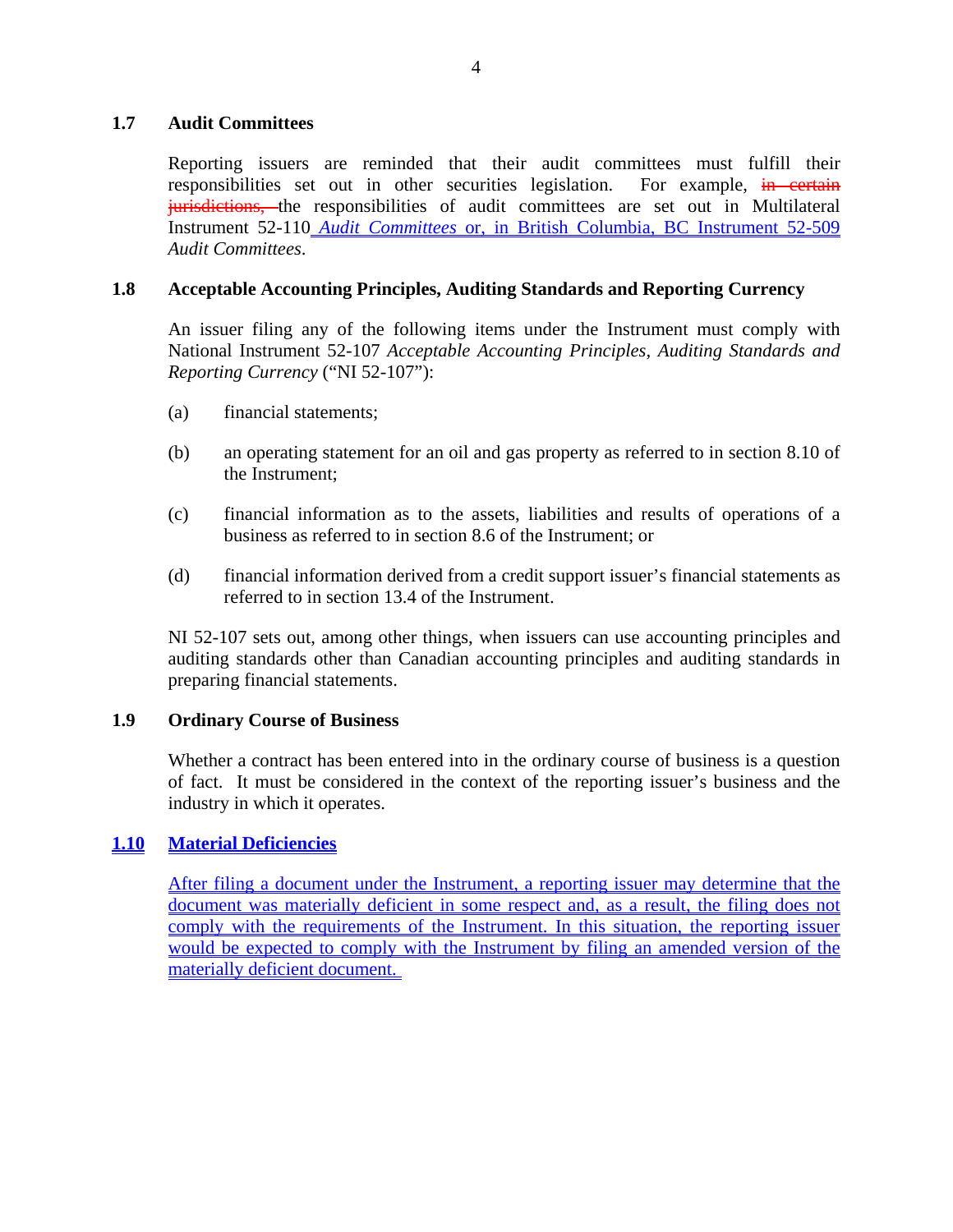### 1.7 Audit Committees

Reporting issuers are reminded that their audit committees must fulfill their responsibilities set out in other securities legislation. For example, ~~in certain jurisdictions,~~ the responsibilities of audit committees are set out in Multilateral Instrument 52-110 *Audit Committees* or, in British Columbia, BC Instrument 52-509 *Audit Committees*.

### 1.8 Acceptable Accounting Principles, Auditing Standards and Reporting Currency

An issuer filing any of the following items under the Instrument must comply with National Instrument 52-107 *Acceptable Accounting Principles, Auditing Standards and Reporting Currency* ("NI 52-107"):

(a) financial statements;

(b) an operating statement for an oil and gas property as referred to in section 8.10 of the Instrument;

(c) financial information as to the assets, liabilities and results of operations of a business as referred to in section 8.6 of the Instrument; or

(d) financial information derived from a credit support issuer's financial statements as referred to in section 13.4 of the Instrument.

NI 52-107 sets out, among other things, when issuers can use accounting principles and auditing standards other than Canadian accounting principles and auditing standards in preparing financial statements.

### 1.9 Ordinary Course of Business

Whether a contract has been entered into in the ordinary course of business is a question of fact. It must be considered in the context of the reporting issuer's business and the industry in which it operates.

### 1.10 Material Deficiencies

After filing a document under the Instrument, a reporting issuer may determine that the document was materially deficient in some respect and, as a result, the filing does not comply with the requirements of the Instrument. In this situation, the reporting issuer would be expected to comply with the Instrument by filing an amended version of the materially deficient document.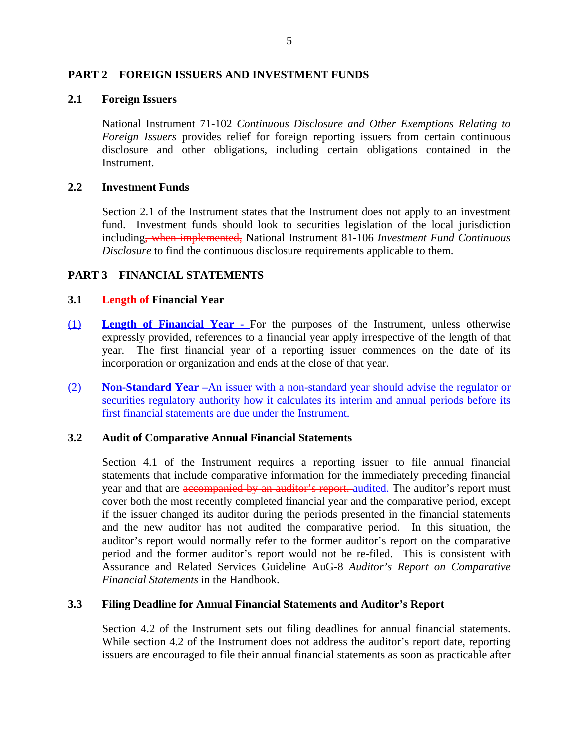## PART 2 FOREIGN ISSUERS AND INVESTMENT FUNDS

### 2.1 Foreign Issuers

National Instrument 71-102 *Continuous Disclosure and Other Exemptions Relating to Foreign Issuers* provides relief for foreign reporting issuers from certain continuous disclosure and other obligations, including certain obligations contained in the Instrument.

### 2.2 Investment Funds

Section 2.1 of the Instrument states that the Instrument does not apply to an investment fund. Investment funds should look to securities legislation of the local jurisdiction including~~, when implemented,~~ National Instrument 81-106 *Investment Fund Continuous Disclosure* to find the continuous disclosure requirements applicable to them.

## PART 3 FINANCIAL STATEMENTS

### 3.1 ~~Length of~~ Financial Year

(1) **Length of Financial Year -** For the purposes of the Instrument, unless otherwise expressly provided, references to a financial year apply irrespective of the length of that year. The first financial year of a reporting issuer commences on the date of its incorporation or organization and ends at the close of that year.

(2) **Non-Standard Year –**An issuer with a non-standard year should advise the regulator or securities regulatory authority how it calculates its interim and annual periods before its first financial statements are due under the Instrument.

### 3.2 Audit of Comparative Annual Financial Statements

Section 4.1 of the Instrument requires a reporting issuer to file annual financial statements that include comparative information for the immediately preceding financial year and that are ~~accompanied by an auditor's report.~~ audited. The auditor's report must cover both the most recently completed financial year and the comparative period, except if the issuer changed its auditor during the periods presented in the financial statements and the new auditor has not audited the comparative period. In this situation, the auditor's report would normally refer to the former auditor's report on the comparative period and the former auditor's report would not be re-filed. This is consistent with Assurance and Related Services Guideline AuG-8 *Auditor's Report on Comparative Financial Statements* in the Handbook.

### 3.3 Filing Deadline for Annual Financial Statements and Auditor's Report

Section 4.2 of the Instrument sets out filing deadlines for annual financial statements. While section 4.2 of the Instrument does not address the auditor's report date, reporting issuers are encouraged to file their annual financial statements as soon as practicable after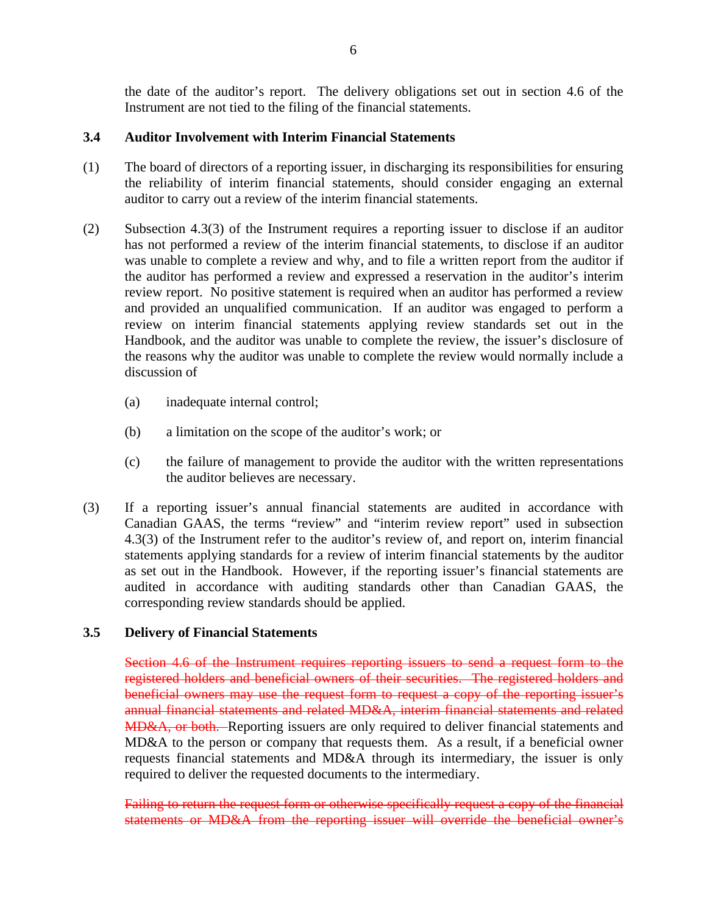the date of the auditor's report. The delivery obligations set out in section 4.6 of the Instrument are not tied to the filing of the financial statements.

### 3.4 Auditor Involvement with Interim Financial Statements

(1) The board of directors of a reporting issuer, in discharging its responsibilities for ensuring the reliability of interim financial statements, should consider engaging an external auditor to carry out a review of the interim financial statements.

(2) Subsection 4.3(3) of the Instrument requires a reporting issuer to disclose if an auditor has not performed a review of the interim financial statements, to disclose if an auditor was unable to complete a review and why, and to file a written report from the auditor if the auditor has performed a review and expressed a reservation in the auditor's interim review report. No positive statement is required when an auditor has performed a review and provided an unqualified communication. If an auditor was engaged to perform a review on interim financial statements applying review standards set out in the Handbook, and the auditor was unable to complete the review, the issuer's disclosure of the reasons why the auditor was unable to complete the review would normally include a discussion of

   (a) inadequate internal control;

   (b) a limitation on the scope of the auditor's work; or

   (c) the failure of management to provide the auditor with the written representations the auditor believes are necessary.

(3) If a reporting issuer's annual financial statements are audited in accordance with Canadian GAAS, the terms "review" and "interim review report" used in subsection 4.3(3) of the Instrument refer to the auditor's review of, and report on, interim financial statements applying standards for a review of interim financial statements by the auditor as set out in the Handbook. However, if the reporting issuer's financial statements are audited in accordance with auditing standards other than Canadian GAAS, the corresponding review standards should be applied.

### 3.5 Delivery of Financial Statements

~~Section 4.6 of the Instrument requires reporting issuers to send a request form to the registered holders and beneficial owners of their securities. The registered holders and beneficial owners may use the request form to request a copy of the reporting issuer's annual financial statements and related MD&A, interim financial statements and related MD&A, or both.~~ Reporting issuers are only required to deliver financial statements and MD&A to the person or company that requests them. As a result, if a beneficial owner requests financial statements and MD&A through its intermediary, the issuer is only required to deliver the requested documents to the intermediary.

~~Failing to return the request form or otherwise specifically request a copy of the financial statements or MD&A from the reporting issuer will override the beneficial owner's~~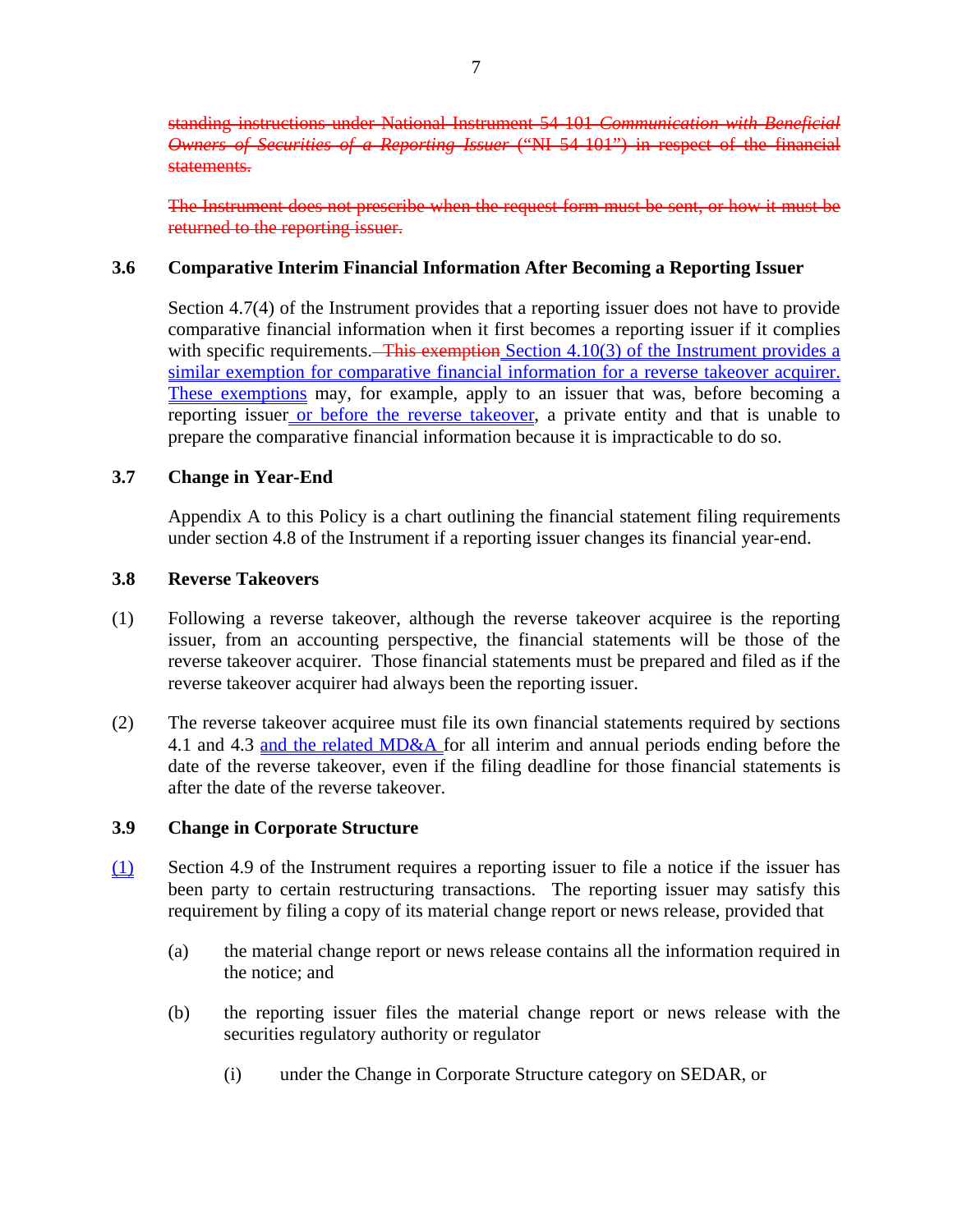~~standing instructions under National Instrument 54-101 *Communication with Beneficial Owners of Securities of a Reporting Issuer* ("NI 54-101") in respect of the financial statements.~~

~~The Instrument does not prescribe when the request form must be sent, or how it must be returned to the reporting issuer.~~

### 3.6 Comparative Interim Financial Information After Becoming a Reporting Issuer

Section 4.7(4) of the Instrument provides that a reporting issuer does not have to provide comparative financial information when it first becomes a reporting issuer if it complies with specific requirements. ~~This exemption~~ Section 4.10(3) of the Instrument provides a similar exemption for comparative financial information for a reverse takeover acquirer. These exemptions may, for example, apply to an issuer that was, before becoming a reporting issuer or before the reverse takeover, a private entity and that is unable to prepare the comparative financial information because it is impracticable to do so.

### 3.7 Change in Year-End

Appendix A to this Policy is a chart outlining the financial statement filing requirements under section 4.8 of the Instrument if a reporting issuer changes its financial year-end.

### 3.8 Reverse Takeovers

(1) Following a reverse takeover, although the reverse takeover acquiree is the reporting issuer, from an accounting perspective, the financial statements will be those of the reverse takeover acquirer. Those financial statements must be prepared and filed as if the reverse takeover acquirer had always been the reporting issuer.

(2) The reverse takeover acquiree must file its own financial statements required by sections 4.1 and 4.3 and the related MD&A for all interim and annual periods ending before the date of the reverse takeover, even if the filing deadline for those financial statements is after the date of the reverse takeover.

### 3.9 Change in Corporate Structure

(1) Section 4.9 of the Instrument requires a reporting issuer to file a notice if the issuer has been party to certain restructuring transactions. The reporting issuer may satisfy this requirement by filing a copy of its material change report or news release, provided that

(a) the material change report or news release contains all the information required in the notice; and

(b) the reporting issuer files the material change report or news release with the securities regulatory authority or regulator

(i) under the Change in Corporate Structure category on SEDAR, or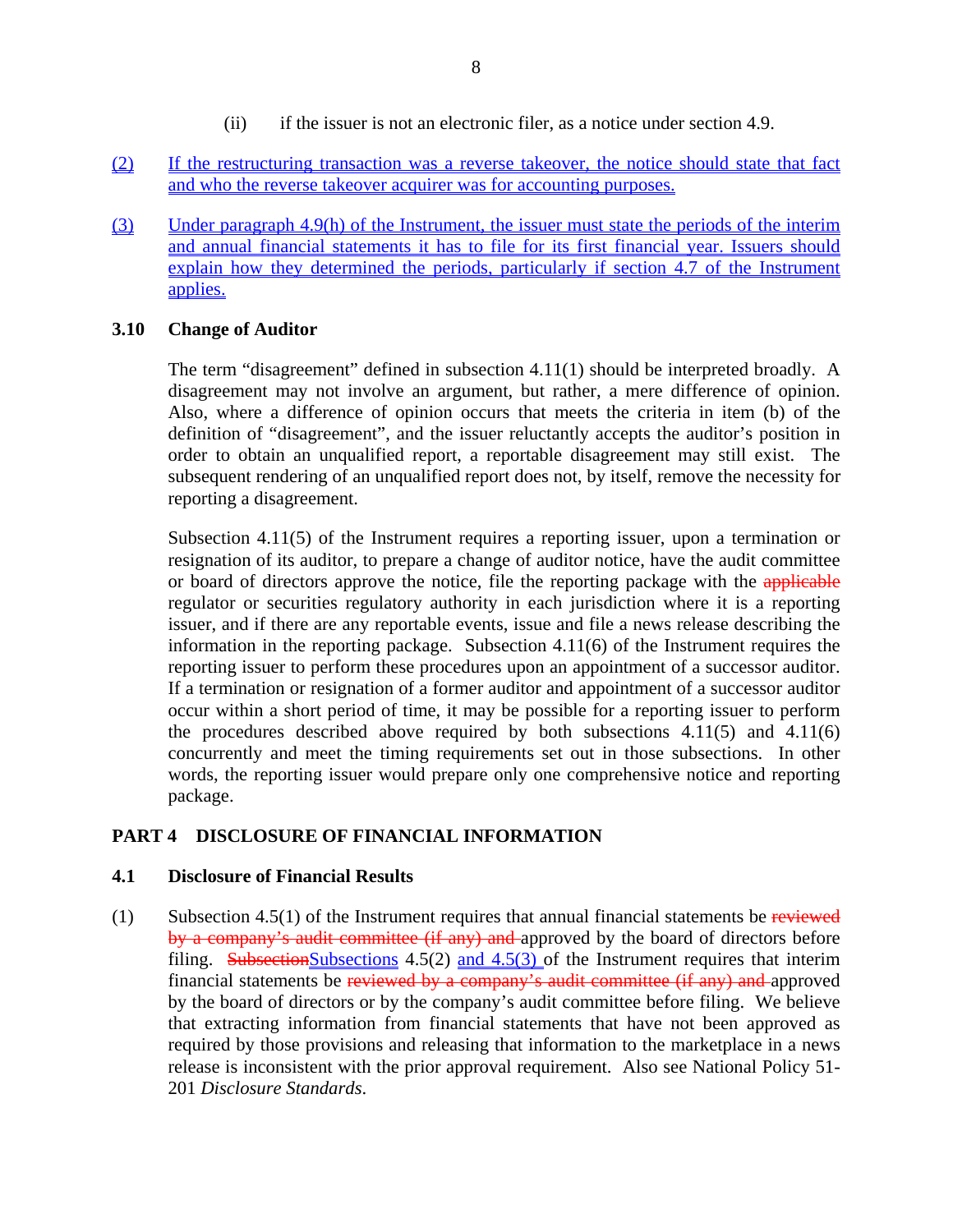(ii) if the issuer is not an electronic filer, as a notice under section 4.9.

(2) If the restructuring transaction was a reverse takeover, the notice should state that fact and who the reverse takeover acquirer was for accounting purposes.

(3) Under paragraph 4.9(h) of the Instrument, the issuer must state the periods of the interim and annual financial statements it has to file for its first financial year. Issuers should explain how they determined the periods, particularly if section 4.7 of the Instrument applies.

### 3.10 Change of Auditor

The term "disagreement" defined in subsection 4.11(1) should be interpreted broadly. A disagreement may not involve an argument, but rather, a mere difference of opinion. Also, where a difference of opinion occurs that meets the criteria in item (b) of the definition of "disagreement", and the issuer reluctantly accepts the auditor's position in order to obtain an unqualified report, a reportable disagreement may still exist. The subsequent rendering of an unqualified report does not, by itself, remove the necessity for reporting a disagreement.

Subsection 4.11(5) of the Instrument requires a reporting issuer, upon a termination or resignation of its auditor, to prepare a change of auditor notice, have the audit committee or board of directors approve the notice, file the reporting package with the ~~applicable~~ regulator or securities regulatory authority in each jurisdiction where it is a reporting issuer, and if there are any reportable events, issue and file a news release describing the information in the reporting package. Subsection 4.11(6) of the Instrument requires the reporting issuer to perform these procedures upon an appointment of a successor auditor. If a termination or resignation of a former auditor and appointment of a successor auditor occur within a short period of time, it may be possible for a reporting issuer to perform the procedures described above required by both subsections 4.11(5) and 4.11(6) concurrently and meet the timing requirements set out in those subsections. In other words, the reporting issuer would prepare only one comprehensive notice and reporting package.

## PART 4 DISCLOSURE OF FINANCIAL INFORMATION

### 4.1 Disclosure of Financial Results

(1) Subsection 4.5(1) of the Instrument requires that annual financial statements be ~~reviewed by a company's audit committee (if any) and~~ approved by the board of directors before filing. ~~Subsection~~Subsections 4.5(2) and 4.5(3) of the Instrument requires that interim financial statements be ~~reviewed by a company's audit committee (if any) and~~ approved by the board of directors or by the company's audit committee before filing. We believe that extracting information from financial statements that have not been approved as required by those provisions and releasing that information to the marketplace in a news release is inconsistent with the prior approval requirement. Also see National Policy 51-201 *Disclosure Standards*.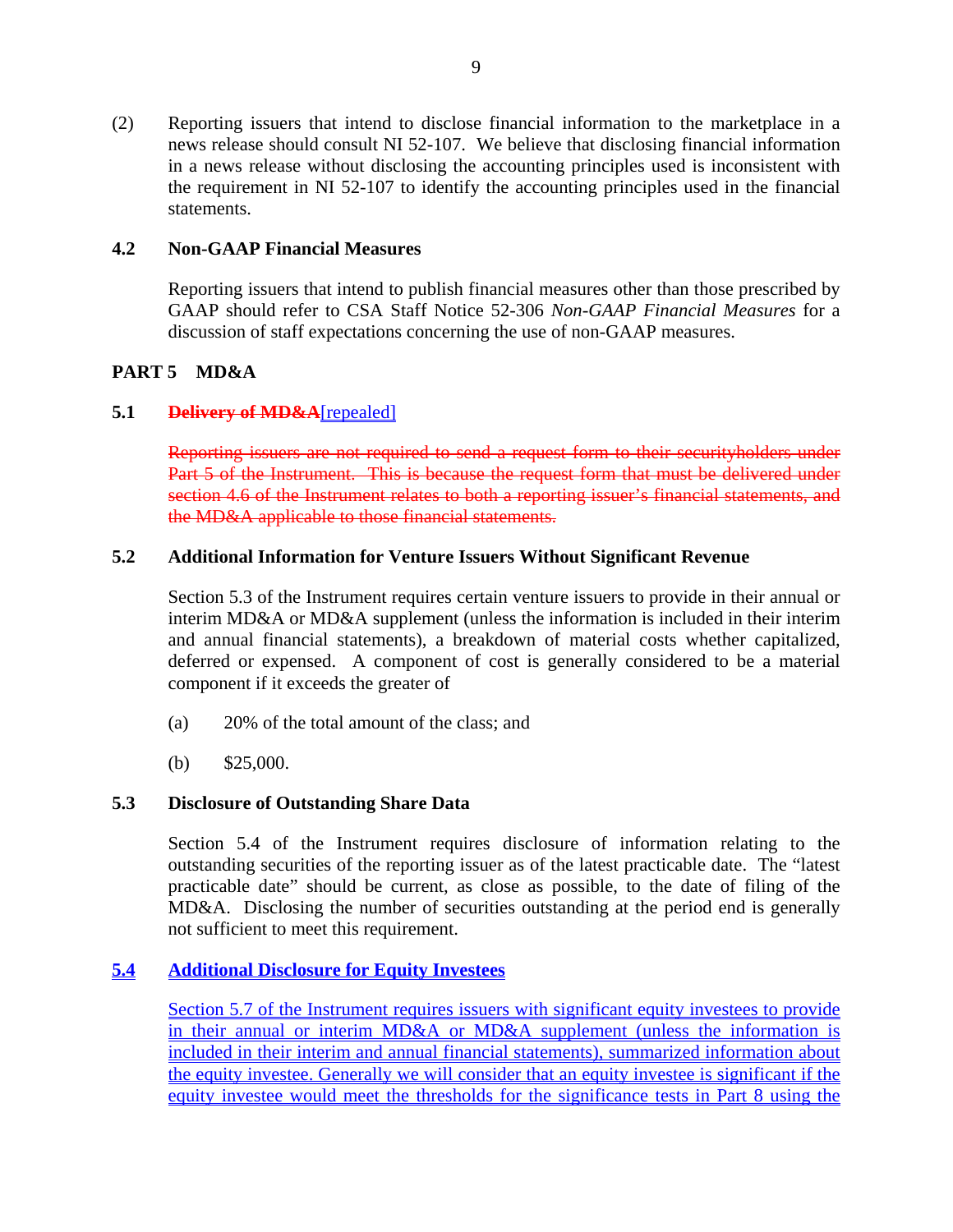(2) Reporting issuers that intend to disclose financial information to the marketplace in a news release should consult NI 52-107. We believe that disclosing financial information in a news release without disclosing the accounting principles used is inconsistent with the requirement in NI 52-107 to identify the accounting principles used in the financial statements.

### 4.2 Non-GAAP Financial Measures

Reporting issuers that intend to publish financial measures other than those prescribed by GAAP should refer to CSA Staff Notice 52-306 *Non-GAAP Financial Measures* for a discussion of staff expectations concerning the use of non-GAAP measures.

## PART 5 MD&A

### 5.1 ~~Delivery of MD&A~~[repealed]

~~Reporting issuers are not required to send a request form to their securityholders under Part 5 of the Instrument. This is because the request form that must be delivered under section 4.6 of the Instrument relates to both a reporting issuer's financial statements, and the MD&A applicable to those financial statements.~~

### 5.2 Additional Information for Venture Issuers Without Significant Revenue

Section 5.3 of the Instrument requires certain venture issuers to provide in their annual or interim MD&A or MD&A supplement (unless the information is included in their interim and annual financial statements), a breakdown of material costs whether capitalized, deferred or expensed. A component of cost is generally considered to be a material component if it exceeds the greater of

(a) 20% of the total amount of the class; and

(b) $25,000.

### 5.3 Disclosure of Outstanding Share Data

Section 5.4 of the Instrument requires disclosure of information relating to the outstanding securities of the reporting issuer as of the latest practicable date. The "latest practicable date" should be current, as close as possible, to the date of filing of the MD&A. Disclosing the number of securities outstanding at the period end is generally not sufficient to meet this requirement.

### 5.4 Additional Disclosure for Equity Investees

Section 5.7 of the Instrument requires issuers with significant equity investees to provide in their annual or interim MD&A or MD&A supplement (unless the information is included in their interim and annual financial statements), summarized information about the equity investee. Generally we will consider that an equity investee is significant if the equity investee would meet the thresholds for the significance tests in Part 8 using the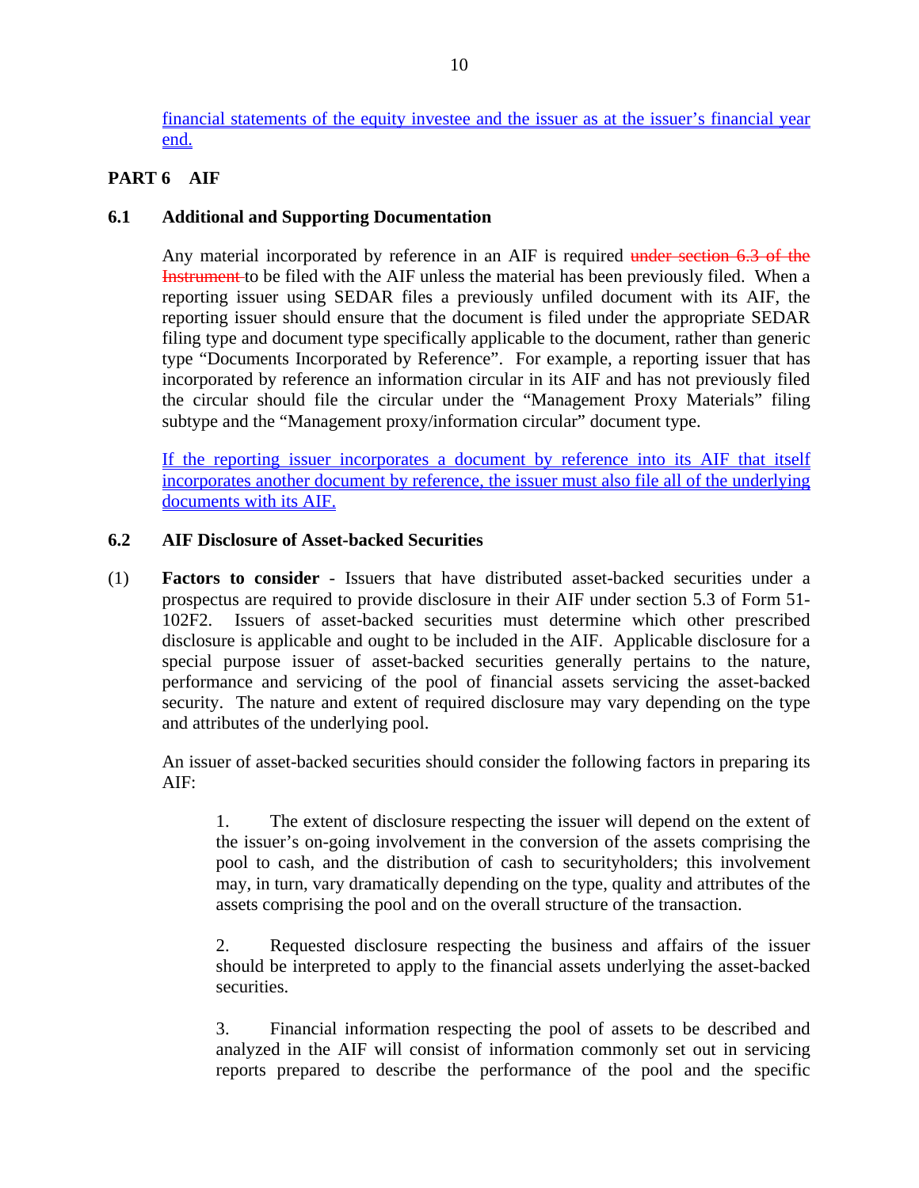financial statements of the equity investee and the issuer as at the issuer's financial year end.

## PART 6 AIF

### 6.1 Additional and Supporting Documentation

Any material incorporated by reference in an AIF is required ~~under section 6.3 of the Instrument~~ to be filed with the AIF unless the material has been previously filed. When a reporting issuer using SEDAR files a previously unfiled document with its AIF, the reporting issuer should ensure that the document is filed under the appropriate SEDAR filing type and document type specifically applicable to the document, rather than generic type "Documents Incorporated by Reference". For example, a reporting issuer that has incorporated by reference an information circular in its AIF and has not previously filed the circular should file the circular under the "Management Proxy Materials" filing subtype and the "Management proxy/information circular" document type.

If the reporting issuer incorporates a document by reference into its AIF that itself incorporates another document by reference, the issuer must also file all of the underlying documents with its AIF.

### 6.2 AIF Disclosure of Asset-backed Securities

(1) **Factors to consider** - Issuers that have distributed asset-backed securities under a prospectus are required to provide disclosure in their AIF under section 5.3 of Form 51-102F2. Issuers of asset-backed securities must determine which other prescribed disclosure is applicable and ought to be included in the AIF. Applicable disclosure for a special purpose issuer of asset-backed securities generally pertains to the nature, performance and servicing of the pool of financial assets servicing the asset-backed security. The nature and extent of required disclosure may vary depending on the type and attributes of the underlying pool.

An issuer of asset-backed securities should consider the following factors in preparing its AIF:

1. The extent of disclosure respecting the issuer will depend on the extent of the issuer's on-going involvement in the conversion of the assets comprising the pool to cash, and the distribution of cash to securityholders; this involvement may, in turn, vary dramatically depending on the type, quality and attributes of the assets comprising the pool and on the overall structure of the transaction.

2. Requested disclosure respecting the business and affairs of the issuer should be interpreted to apply to the financial assets underlying the asset-backed securities.

3. Financial information respecting the pool of assets to be described and analyzed in the AIF will consist of information commonly set out in servicing reports prepared to describe the performance of the pool and the specific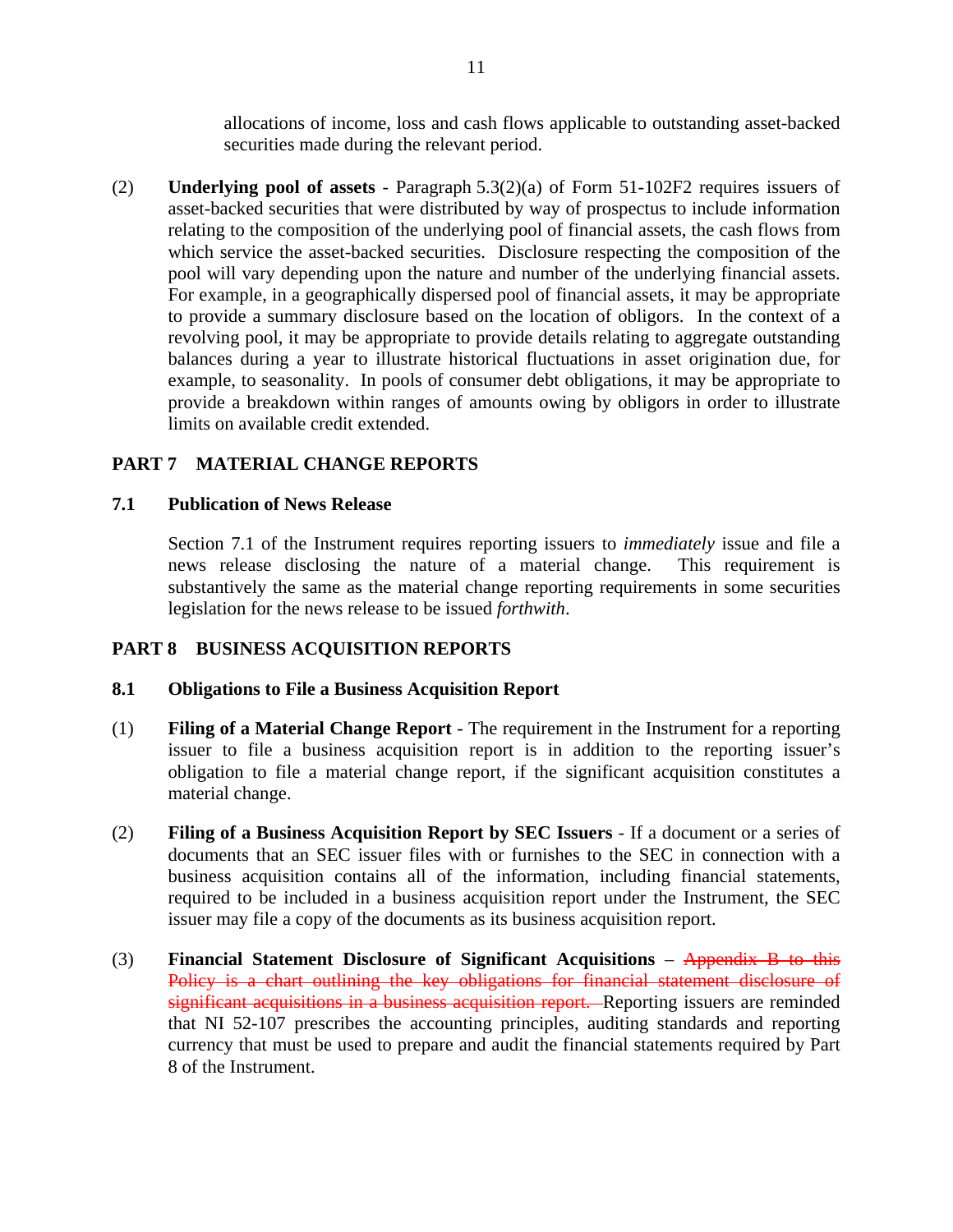allocations of income, loss and cash flows applicable to outstanding asset-backed securities made during the relevant period.

(2) **Underlying pool of assets** - Paragraph 5.3(2)(a) of Form 51-102F2 requires issuers of asset-backed securities that were distributed by way of prospectus to include information relating to the composition of the underlying pool of financial assets, the cash flows from which service the asset-backed securities. Disclosure respecting the composition of the pool will vary depending upon the nature and number of the underlying financial assets. For example, in a geographically dispersed pool of financial assets, it may be appropriate to provide a summary disclosure based on the location of obligors. In the context of a revolving pool, it may be appropriate to provide details relating to aggregate outstanding balances during a year to illustrate historical fluctuations in asset origination due, for example, to seasonality. In pools of consumer debt obligations, it may be appropriate to provide a breakdown within ranges of amounts owing by obligors in order to illustrate limits on available credit extended.

## PART 7 MATERIAL CHANGE REPORTS

### 7.1 Publication of News Release

Section 7.1 of the Instrument requires reporting issuers to *immediately* issue and file a news release disclosing the nature of a material change. This requirement is substantively the same as the material change reporting requirements in some securities legislation for the news release to be issued *forthwith*.

## PART 8 BUSINESS ACQUISITION REPORTS

### 8.1 Obligations to File a Business Acquisition Report

(1) **Filing of a Material Change Report** - The requirement in the Instrument for a reporting issuer to file a business acquisition report is in addition to the reporting issuer's obligation to file a material change report, if the significant acquisition constitutes a material change.

(2) **Filing of a Business Acquisition Report by SEC Issuers** - If a document or a series of documents that an SEC issuer files with or furnishes to the SEC in connection with a business acquisition contains all of the information, including financial statements, required to be included in a business acquisition report under the Instrument, the SEC issuer may file a copy of the documents as its business acquisition report.

(3) **Financial Statement Disclosure of Significant Acquisitions** – ~~Appendix B to this Policy is a chart outlining the key obligations for financial statement disclosure of significant acquisitions in a business acquisition report.~~ Reporting issuers are reminded that NI 52-107 prescribes the accounting principles, auditing standards and reporting currency that must be used to prepare and audit the financial statements required by Part 8 of the Instrument.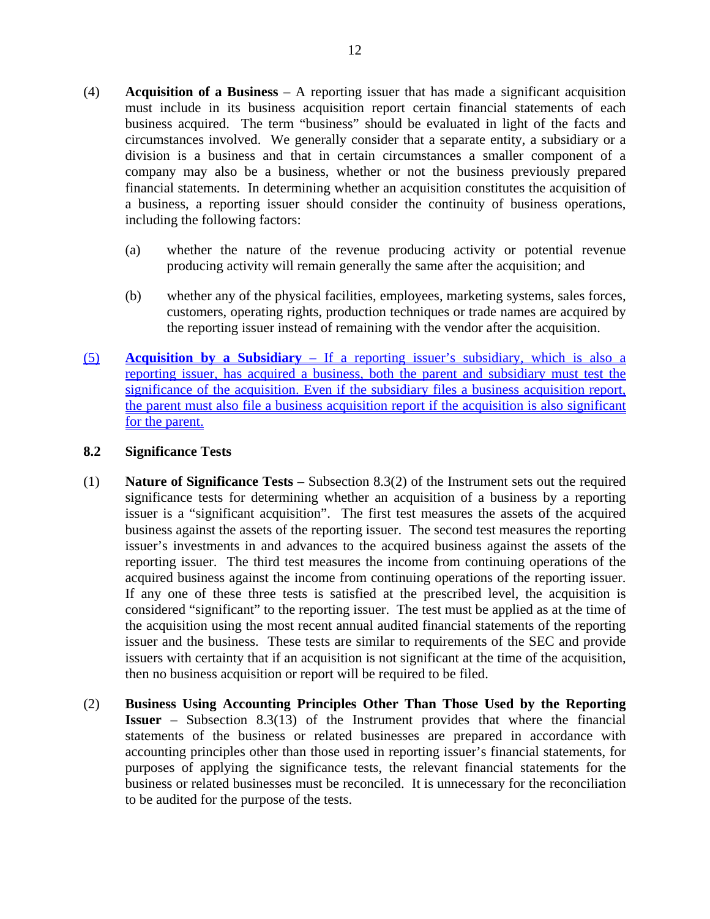(4) **Acquisition of a Business** – A reporting issuer that has made a significant acquisition must include in its business acquisition report certain financial statements of each business acquired. The term "business" should be evaluated in light of the facts and circumstances involved. We generally consider that a separate entity, a subsidiary or a division is a business and that in certain circumstances a smaller component of a company may also be a business, whether or not the business previously prepared financial statements. In determining whether an acquisition constitutes the acquisition of a business, a reporting issuer should consider the continuity of business operations, including the following factors:

(a) whether the nature of the revenue producing activity or potential revenue producing activity will remain generally the same after the acquisition; and

(b) whether any of the physical facilities, employees, marketing systems, sales forces, customers, operating rights, production techniques or trade names are acquired by the reporting issuer instead of remaining with the vendor after the acquisition.

(5) **Acquisition by a Subsidiary** – If a reporting issuer's subsidiary, which is also a reporting issuer, has acquired a business, both the parent and subsidiary must test the significance of the acquisition. Even if the subsidiary files a business acquisition report, the parent must also file a business acquisition report if the acquisition is also significant for the parent.

## 8.2 Significance Tests

(1) **Nature of Significance Tests** – Subsection 8.3(2) of the Instrument sets out the required significance tests for determining whether an acquisition of a business by a reporting issuer is a "significant acquisition". The first test measures the assets of the acquired business against the assets of the reporting issuer. The second test measures the reporting issuer's investments in and advances to the acquired business against the assets of the reporting issuer. The third test measures the income from continuing operations of the acquired business against the income from continuing operations of the reporting issuer. If any one of these three tests is satisfied at the prescribed level, the acquisition is considered "significant" to the reporting issuer. The test must be applied as at the time of the acquisition using the most recent annual audited financial statements of the reporting issuer and the business. These tests are similar to requirements of the SEC and provide issuers with certainty that if an acquisition is not significant at the time of the acquisition, then no business acquisition or report will be required to be filed.

(2) **Business Using Accounting Principles Other Than Those Used by the Reporting Issuer** – Subsection 8.3(13) of the Instrument provides that where the financial statements of the business or related businesses are prepared in accordance with accounting principles other than those used in reporting issuer's financial statements, for purposes of applying the significance tests, the relevant financial statements for the business or related businesses must be reconciled. It is unnecessary for the reconciliation to be audited for the purpose of the tests.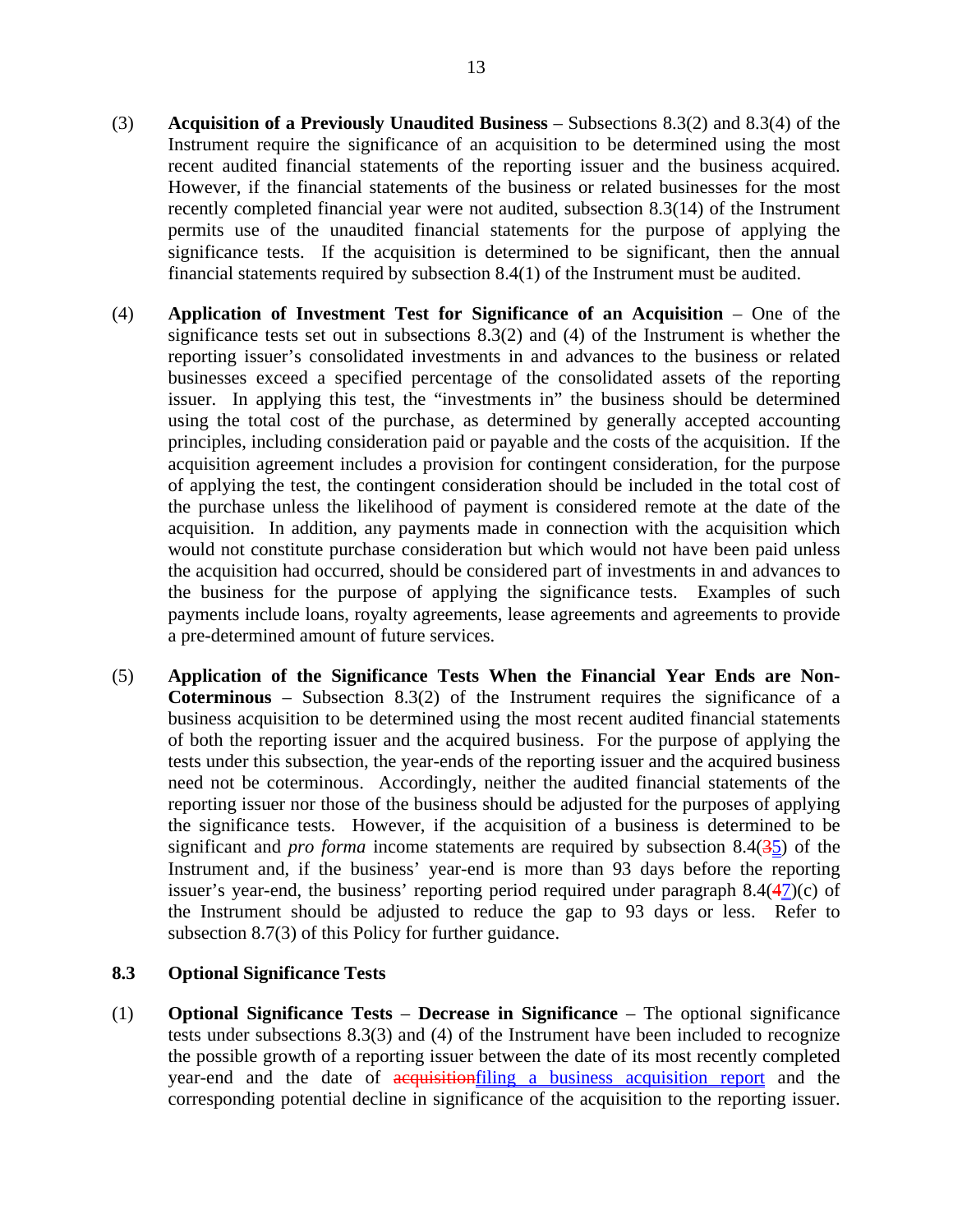(3) **Acquisition of a Previously Unaudited Business** – Subsections 8.3(2) and 8.3(4) of the Instrument require the significance of an acquisition to be determined using the most recent audited financial statements of the reporting issuer and the business acquired. However, if the financial statements of the business or related businesses for the most recently completed financial year were not audited, subsection 8.3(14) of the Instrument permits use of the unaudited financial statements for the purpose of applying the significance tests. If the acquisition is determined to be significant, then the annual financial statements required by subsection 8.4(1) of the Instrument must be audited.

(4) **Application of Investment Test for Significance of an Acquisition** – One of the significance tests set out in subsections 8.3(2) and (4) of the Instrument is whether the reporting issuer's consolidated investments in and advances to the business or related businesses exceed a specified percentage of the consolidated assets of the reporting issuer. In applying this test, the "investments in" the business should be determined using the total cost of the purchase, as determined by generally accepted accounting principles, including consideration paid or payable and the costs of the acquisition. If the acquisition agreement includes a provision for contingent consideration, for the purpose of applying the test, the contingent consideration should be included in the total cost of the purchase unless the likelihood of payment is considered remote at the date of the acquisition. In addition, any payments made in connection with the acquisition which would not constitute purchase consideration but which would not have been paid unless the acquisition had occurred, should be considered part of investments in and advances to the business for the purpose of applying the significance tests. Examples of such payments include loans, royalty agreements, lease agreements and agreements to provide a pre-determined amount of future services.

(5) **Application of the Significance Tests When the Financial Year Ends are Non-Coterminous** – Subsection 8.3(2) of the Instrument requires the significance of a business acquisition to be determined using the most recent audited financial statements of both the reporting issuer and the acquired business. For the purpose of applying the tests under this subsection, the year-ends of the reporting issuer and the acquired business need not be coterminous. Accordingly, neither the audited financial statements of the reporting issuer nor those of the business should be adjusted for the purposes of applying the significance tests. However, if the acquisition of a business is determined to be significant and *pro forma* income statements are required by subsection 8.4(~~3~~5) of the Instrument and, if the business' year-end is more than 93 days before the reporting issuer's year-end, the business' reporting period required under paragraph 8.4(~~4~~7)(c) of the Instrument should be adjusted to reduce the gap to 93 days or less. Refer to subsection 8.7(3) of this Policy for further guidance.

### 8.3 Optional Significance Tests

(1) **Optional Significance Tests – Decrease in Significance** – The optional significance tests under subsections 8.3(3) and (4) of the Instrument have been included to recognize the possible growth of a reporting issuer between the date of its most recently completed year-end and the date of ~~acquisition~~filing a business acquisition report and the corresponding potential decline in significance of the acquisition to the reporting issuer.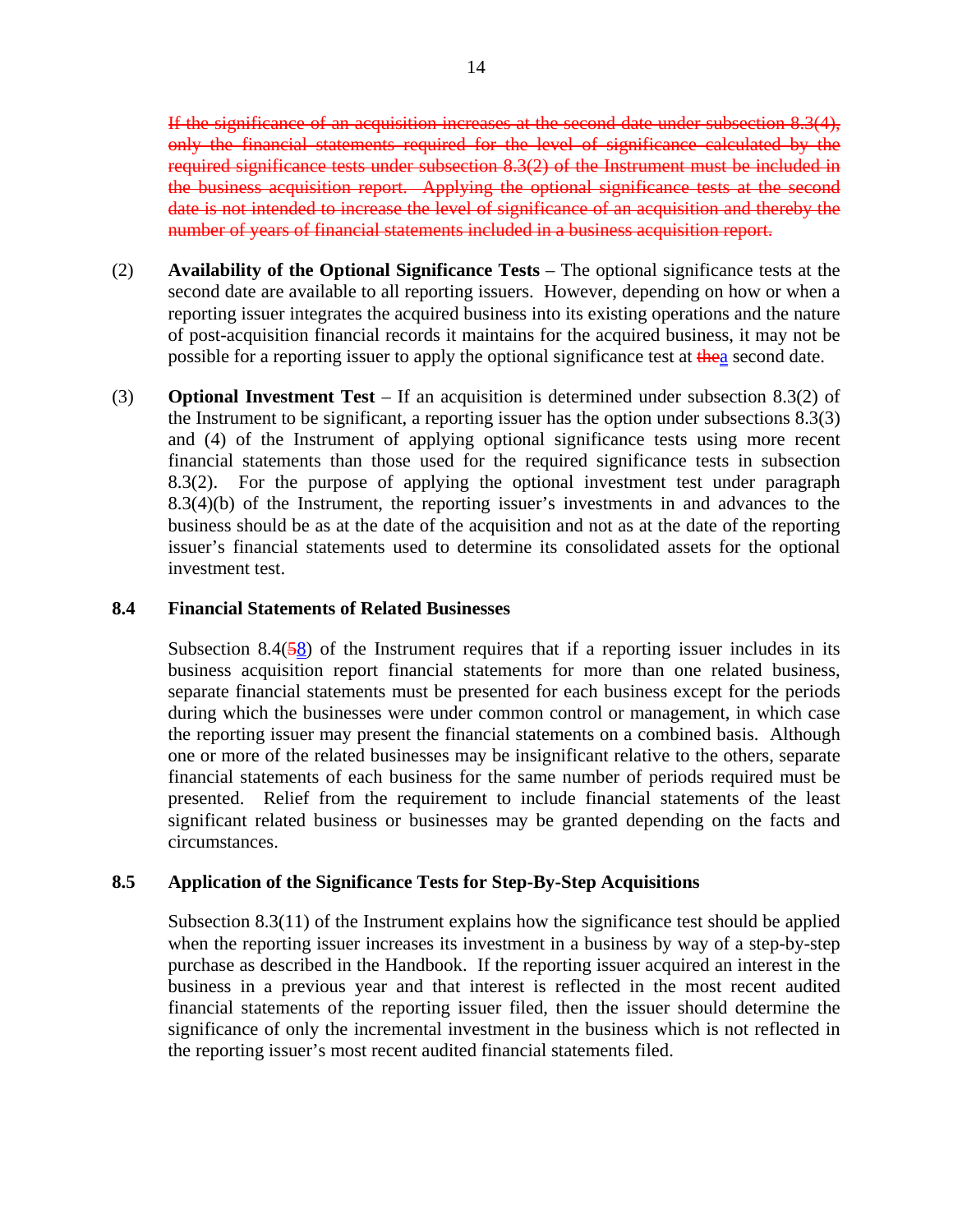~~If the significance of an acquisition increases at the second date under subsection 8.3(4), only the financial statements required for the level of significance calculated by the required significance tests under subsection 8.3(2) of the Instrument must be included in the business acquisition report. Applying the optional significance tests at the second date is not intended to increase the level of significance of an acquisition and thereby the number of years of financial statements included in a business acquisition report.~~

(2) **Availability of the Optional Significance Tests** – The optional significance tests at the second date are available to all reporting issuers. However, depending on how or when a reporting issuer integrates the acquired business into its existing operations and the nature of post-acquisition financial records it maintains for the acquired business, it may not be possible for a reporting issuer to apply the optional significance test at ~~the~~a second date.

(3) **Optional Investment Test** – If an acquisition is determined under subsection 8.3(2) of the Instrument to be significant, a reporting issuer has the option under subsections 8.3(3) and (4) of the Instrument of applying optional significance tests using more recent financial statements than those used for the required significance tests in subsection 8.3(2). For the purpose of applying the optional investment test under paragraph 8.3(4)(b) of the Instrument, the reporting issuer's investments in and advances to the business should be as at the date of the acquisition and not as at the date of the reporting issuer's financial statements used to determine its consolidated assets for the optional investment test.

## 8.4 Financial Statements of Related Businesses

Subsection 8.4(~~5~~8) of the Instrument requires that if a reporting issuer includes in its business acquisition report financial statements for more than one related business, separate financial statements must be presented for each business except for the periods during which the businesses were under common control or management, in which case the reporting issuer may present the financial statements on a combined basis. Although one or more of the related businesses may be insignificant relative to the others, separate financial statements of each business for the same number of periods required must be presented. Relief from the requirement to include financial statements of the least significant related business or businesses may be granted depending on the facts and circumstances.

## 8.5 Application of the Significance Tests for Step-By-Step Acquisitions

Subsection 8.3(11) of the Instrument explains how the significance test should be applied when the reporting issuer increases its investment in a business by way of a step-by-step purchase as described in the Handbook. If the reporting issuer acquired an interest in the business in a previous year and that interest is reflected in the most recent audited financial statements of the reporting issuer filed, then the issuer should determine the significance of only the incremental investment in the business which is not reflected in the reporting issuer's most recent audited financial statements filed.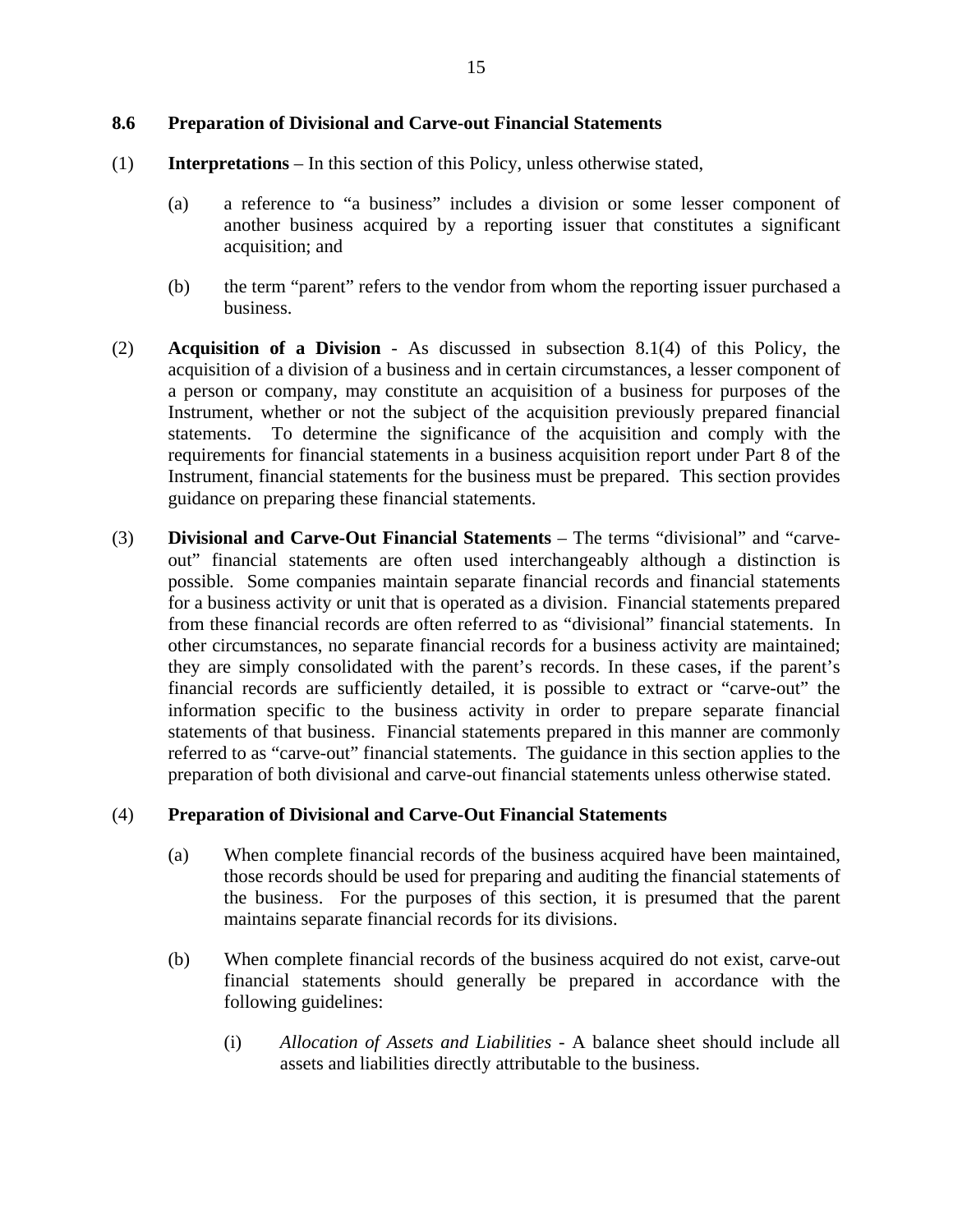### 8.6 Preparation of Divisional and Carve-out Financial Statements

(1) **Interpretations** – In this section of this Policy, unless otherwise stated,

(a) a reference to "a business" includes a division or some lesser component of another business acquired by a reporting issuer that constitutes a significant acquisition; and

(b) the term "parent" refers to the vendor from whom the reporting issuer purchased a business.

(2) **Acquisition of a Division** - As discussed in subsection 8.1(4) of this Policy, the acquisition of a division of a business and in certain circumstances, a lesser component of a person or company, may constitute an acquisition of a business for purposes of the Instrument, whether or not the subject of the acquisition previously prepared financial statements. To determine the significance of the acquisition and comply with the requirements for financial statements in a business acquisition report under Part 8 of the Instrument, financial statements for the business must be prepared. This section provides guidance on preparing these financial statements.

(3) **Divisional and Carve-Out Financial Statements** – The terms "divisional" and "carve-out" financial statements are often used interchangeably although a distinction is possible. Some companies maintain separate financial records and financial statements for a business activity or unit that is operated as a division. Financial statements prepared from these financial records are often referred to as "divisional" financial statements. In other circumstances, no separate financial records for a business activity are maintained; they are simply consolidated with the parent's records. In these cases, if the parent's financial records are sufficiently detailed, it is possible to extract or "carve-out" the information specific to the business activity in order to prepare separate financial statements of that business. Financial statements prepared in this manner are commonly referred to as "carve-out" financial statements. The guidance in this section applies to the preparation of both divisional and carve-out financial statements unless otherwise stated.

(4) **Preparation of Divisional and Carve-Out Financial Statements**

(a) When complete financial records of the business acquired have been maintained, those records should be used for preparing and auditing the financial statements of the business. For the purposes of this section, it is presumed that the parent maintains separate financial records for its divisions.

(b) When complete financial records of the business acquired do not exist, carve-out financial statements should generally be prepared in accordance with the following guidelines:

(i) *Allocation of Assets and Liabilities* - A balance sheet should include all assets and liabilities directly attributable to the business.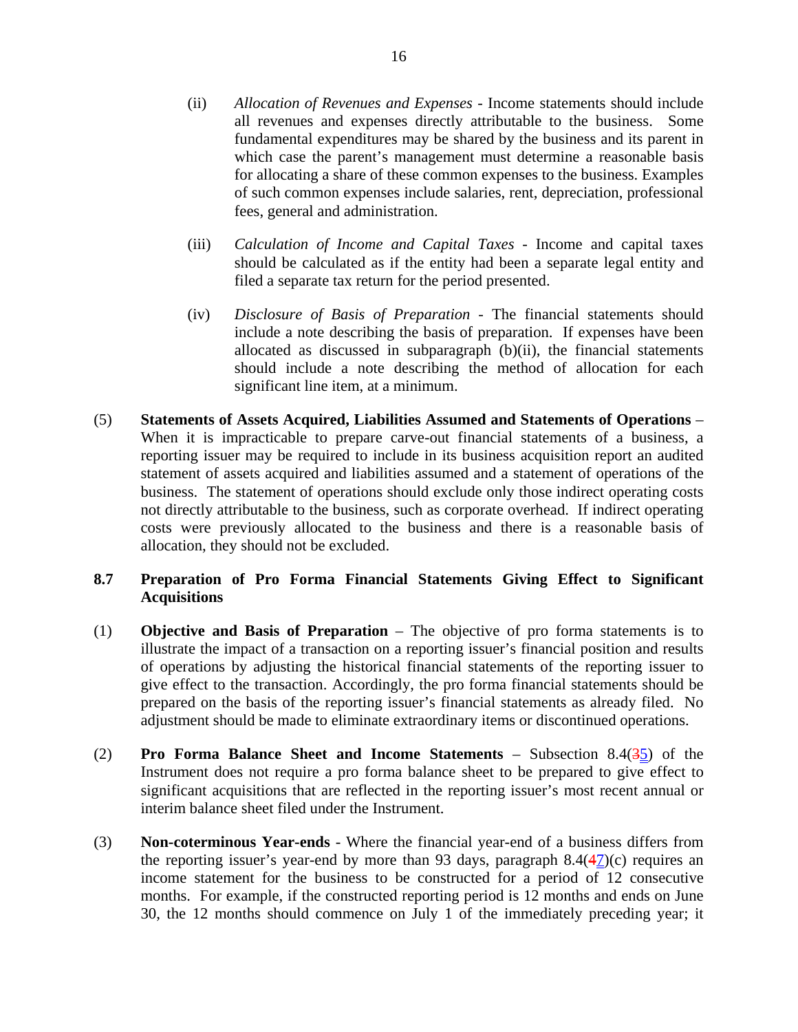(ii) *Allocation of Revenues and Expenses* - Income statements should include all revenues and expenses directly attributable to the business. Some fundamental expenditures may be shared by the business and its parent in which case the parent's management must determine a reasonable basis for allocating a share of these common expenses to the business. Examples of such common expenses include salaries, rent, depreciation, professional fees, general and administration.

(iii) *Calculation of Income and Capital Taxes* - Income and capital taxes should be calculated as if the entity had been a separate legal entity and filed a separate tax return for the period presented.

(iv) *Disclosure of Basis of Preparation* - The financial statements should include a note describing the basis of preparation. If expenses have been allocated as discussed in subparagraph (b)(ii), the financial statements should include a note describing the method of allocation for each significant line item, at a minimum.

(5) **Statements of Assets Acquired, Liabilities Assumed and Statements of Operations** – When it is impracticable to prepare carve-out financial statements of a business, a reporting issuer may be required to include in its business acquisition report an audited statement of assets acquired and liabilities assumed and a statement of operations of the business. The statement of operations should exclude only those indirect operating costs not directly attributable to the business, such as corporate overhead. If indirect operating costs were previously allocated to the business and there is a reasonable basis of allocation, they should not be excluded.

**8.7 Preparation of Pro Forma Financial Statements Giving Effect to Significant Acquisitions**

(1) **Objective and Basis of Preparation** – The objective of pro forma statements is to illustrate the impact of a transaction on a reporting issuer's financial position and results of operations by adjusting the historical financial statements of the reporting issuer to give effect to the transaction. Accordingly, the pro forma financial statements should be prepared on the basis of the reporting issuer's financial statements as already filed. No adjustment should be made to eliminate extraordinary items or discontinued operations.

(2) **Pro Forma Balance Sheet and Income Statements** – Subsection 8.4(~~3~~5) of the Instrument does not require a pro forma balance sheet to be prepared to give effect to significant acquisitions that are reflected in the reporting issuer's most recent annual or interim balance sheet filed under the Instrument.

(3) **Non-coterminous Year-ends** - Where the financial year-end of a business differs from the reporting issuer's year-end by more than 93 days, paragraph 8.4(~~4~~7)(c) requires an income statement for the business to be constructed for a period of 12 consecutive months. For example, if the constructed reporting period is 12 months and ends on June 30, the 12 months should commence on July 1 of the immediately preceding year; it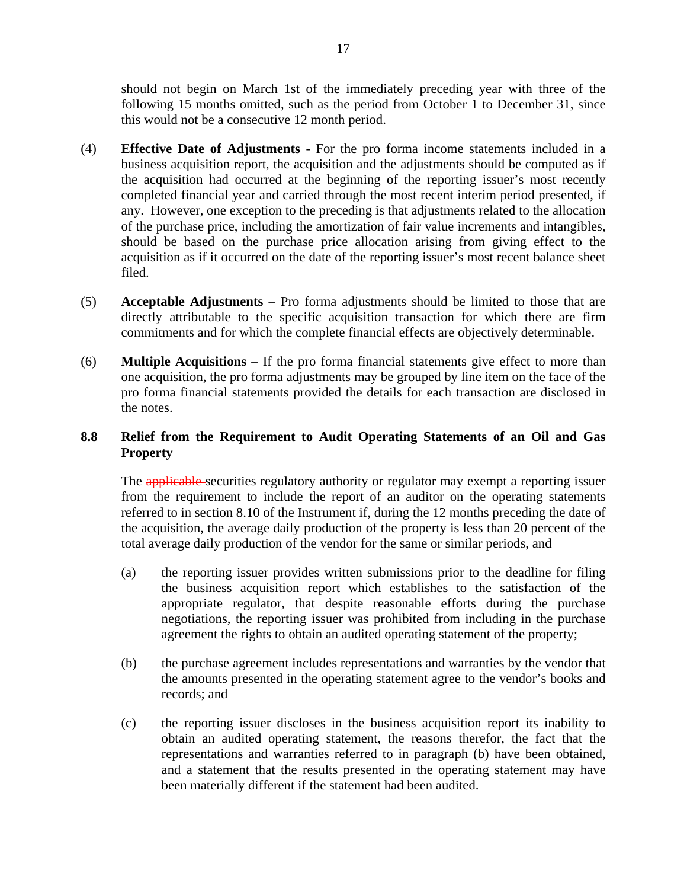should not begin on March 1st of the immediately preceding year with three of the following 15 months omitted, such as the period from October 1 to December 31, since this would not be a consecutive 12 month period.

(4) **Effective Date of Adjustments** - For the pro forma income statements included in a business acquisition report, the acquisition and the adjustments should be computed as if the acquisition had occurred at the beginning of the reporting issuer's most recently completed financial year and carried through the most recent interim period presented, if any. However, one exception to the preceding is that adjustments related to the allocation of the purchase price, including the amortization of fair value increments and intangibles, should be based on the purchase price allocation arising from giving effect to the acquisition as if it occurred on the date of the reporting issuer's most recent balance sheet filed.

(5) **Acceptable Adjustments** – Pro forma adjustments should be limited to those that are directly attributable to the specific acquisition transaction for which there are firm commitments and for which the complete financial effects are objectively determinable.

(6) **Multiple Acquisitions** – If the pro forma financial statements give effect to more than one acquisition, the pro forma adjustments may be grouped by line item on the face of the pro forma financial statements provided the details for each transaction are disclosed in the notes.

### 8.8 Relief from the Requirement to Audit Operating Statements of an Oil and Gas Property

The ~~applicable~~ securities regulatory authority or regulator may exempt a reporting issuer from the requirement to include the report of an auditor on the operating statements referred to in section 8.10 of the Instrument if, during the 12 months preceding the date of the acquisition, the average daily production of the property is less than 20 percent of the total average daily production of the vendor for the same or similar periods, and

(a) the reporting issuer provides written submissions prior to the deadline for filing the business acquisition report which establishes to the satisfaction of the appropriate regulator, that despite reasonable efforts during the purchase negotiations, the reporting issuer was prohibited from including in the purchase agreement the rights to obtain an audited operating statement of the property;

(b) the purchase agreement includes representations and warranties by the vendor that the amounts presented in the operating statement agree to the vendor's books and records; and

(c) the reporting issuer discloses in the business acquisition report its inability to obtain an audited operating statement, the reasons therefor, the fact that the representations and warranties referred to in paragraph (b) have been obtained, and a statement that the results presented in the operating statement may have been materially different if the statement had been audited.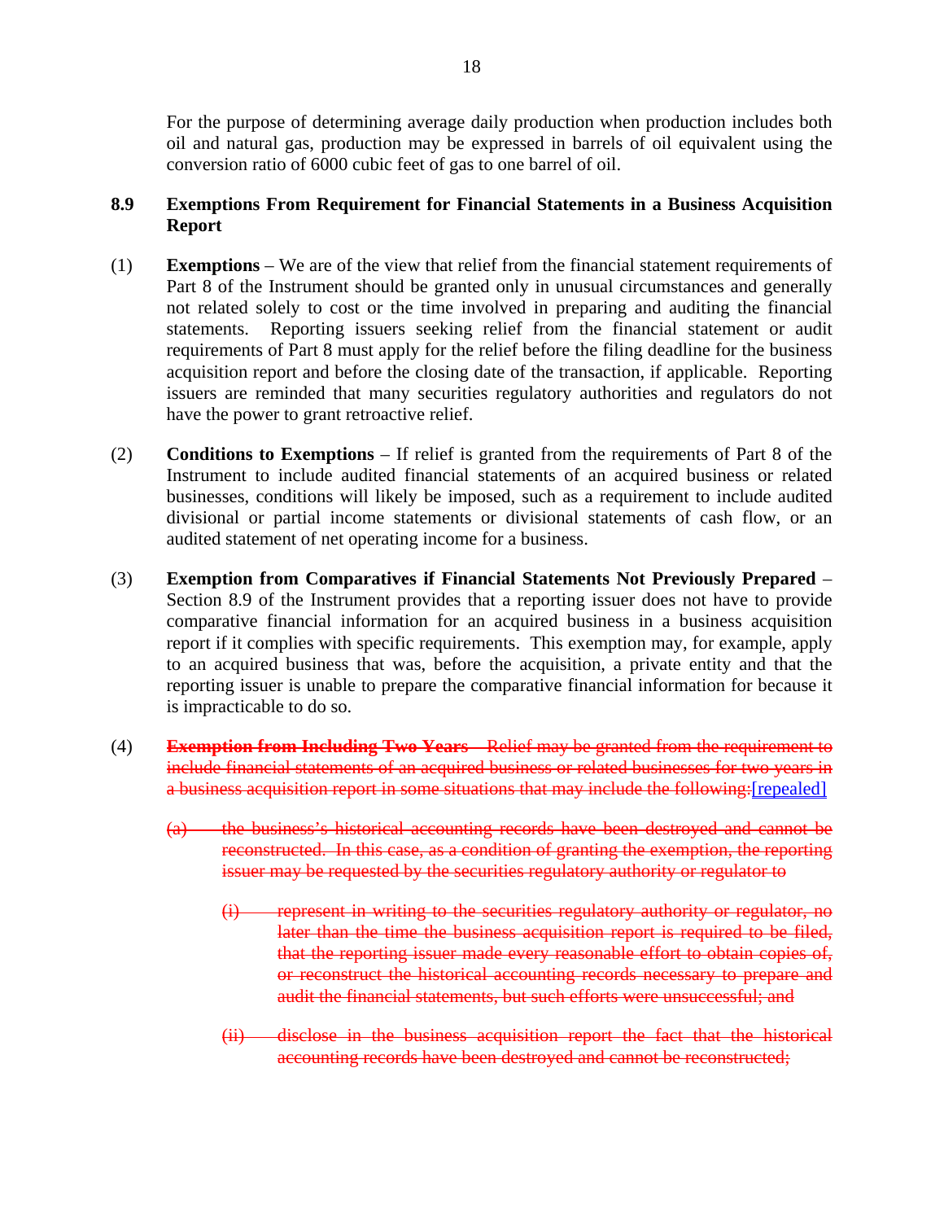For the purpose of determining average daily production when production includes both oil and natural gas, production may be expressed in barrels of oil equivalent using the conversion ratio of 6000 cubic feet of gas to one barrel of oil.

## 8.9 Exemptions From Requirement for Financial Statements in a Business Acquisition Report

(1) **Exemptions** – We are of the view that relief from the financial statement requirements of Part 8 of the Instrument should be granted only in unusual circumstances and generally not related solely to cost or the time involved in preparing and auditing the financial statements. Reporting issuers seeking relief from the financial statement or audit requirements of Part 8 must apply for the relief before the filing deadline for the business acquisition report and before the closing date of the transaction, if applicable. Reporting issuers are reminded that many securities regulatory authorities and regulators do not have the power to grant retroactive relief.

(2) **Conditions to Exemptions** – If relief is granted from the requirements of Part 8 of the Instrument to include audited financial statements of an acquired business or related businesses, conditions will likely be imposed, such as a requirement to include audited divisional or partial income statements or divisional statements of cash flow, or an audited statement of net operating income for a business.

(3) **Exemption from Comparatives if Financial Statements Not Previously Prepared** – Section 8.9 of the Instrument provides that a reporting issuer does not have to provide comparative financial information for an acquired business in a business acquisition report if it complies with specific requirements. This exemption may, for example, apply to an acquired business that was, before the acquisition, a private entity and that the reporting issuer is unable to prepare the comparative financial information for because it is impracticable to do so.

(4) ~~**Exemption from Including Two Years** – Relief may be granted from the requirement to include financial statements of an acquired business or related businesses for two years in a business acquisition report in some situations that may include the following:~~[repealed]

~~(a) the business's historical accounting records have been destroyed and cannot be reconstructed. In this case, as a condition of granting the exemption, the reporting issuer may be requested by the securities regulatory authority or regulator to~~

~~(i) represent in writing to the securities regulatory authority or regulator, no later than the time the business acquisition report is required to be filed, that the reporting issuer made every reasonable effort to obtain copies of, or reconstruct the historical accounting records necessary to prepare and audit the financial statements, but such efforts were unsuccessful; and~~

~~(ii) disclose in the business acquisition report the fact that the historical accounting records have been destroyed and cannot be reconstructed;~~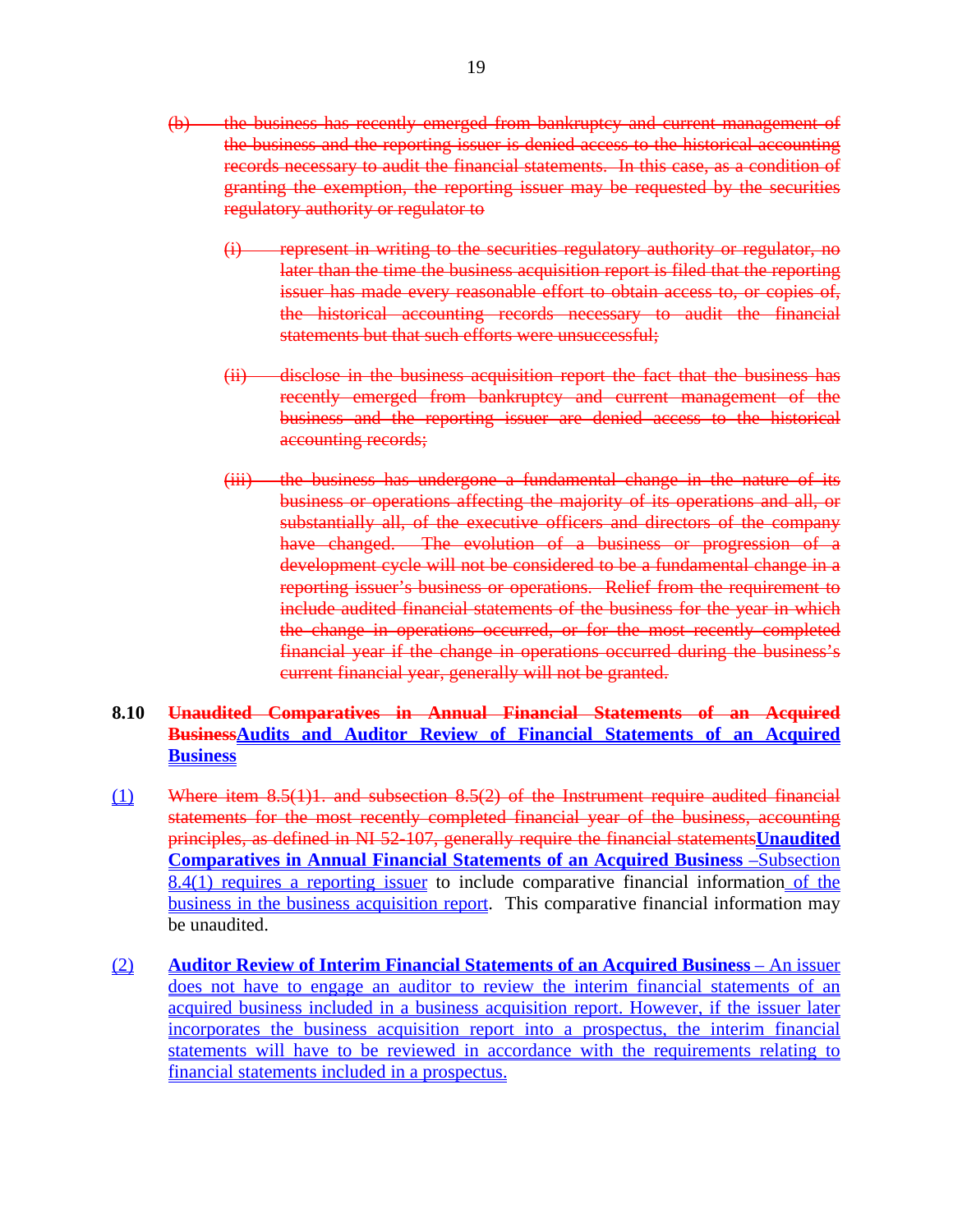~~(b) the business has recently emerged from bankruptcy and current management of the business and the reporting issuer is denied access to the historical accounting records necessary to audit the financial statements. In this case, as a condition of granting the exemption, the reporting issuer may be requested by the securities regulatory authority or regulator to~~

~~(i) represent in writing to the securities regulatory authority or regulator, no later than the time the business acquisition report is filed that the reporting issuer has made every reasonable effort to obtain access to, or copies of, the historical accounting records necessary to audit the financial statements but that such efforts were unsuccessful;~~

~~(ii) disclose in the business acquisition report the fact that the business has recently emerged from bankruptcy and current management of the business and the reporting issuer are denied access to the historical accounting records;~~

~~(iii) the business has undergone a fundamental change in the nature of its business or operations affecting the majority of its operations and all, or substantially all, of the executive officers and directors of the company have changed. The evolution of a business or progression of a development cycle will not be considered to be a fundamental change in a reporting issuer's business or operations. Relief from the requirement to include audited financial statements of the business for the year in which the change in operations occurred, or for the most recently completed financial year if the change in operations occurred during the business's current financial year, generally will not be granted.~~

**8.10 ~~Unaudited Comparatives in Annual Financial Statements of an Acquired Business~~Audits and Auditor Review of Financial Statements of an Acquired Business**

(1) ~~Where item 8.5(1)1. and subsection 8.5(2) of the Instrument require audited financial statements for the most recently completed financial year of the business, accounting principles, as defined in NI 52-107, generally require the financial statements~~**Unaudited Comparatives in Annual Financial Statements of an Acquired Business** –Subsection 8.4(1) requires a reporting issuer to include comparative financial information of the business in the business acquisition report. This comparative financial information may be unaudited.

(2) **Auditor Review of Interim Financial Statements of an Acquired Business** – An issuer does not have to engage an auditor to review the interim financial statements of an acquired business included in a business acquisition report. However, if the issuer later incorporates the business acquisition report into a prospectus, the interim financial statements will have to be reviewed in accordance with the requirements relating to financial statements included in a prospectus.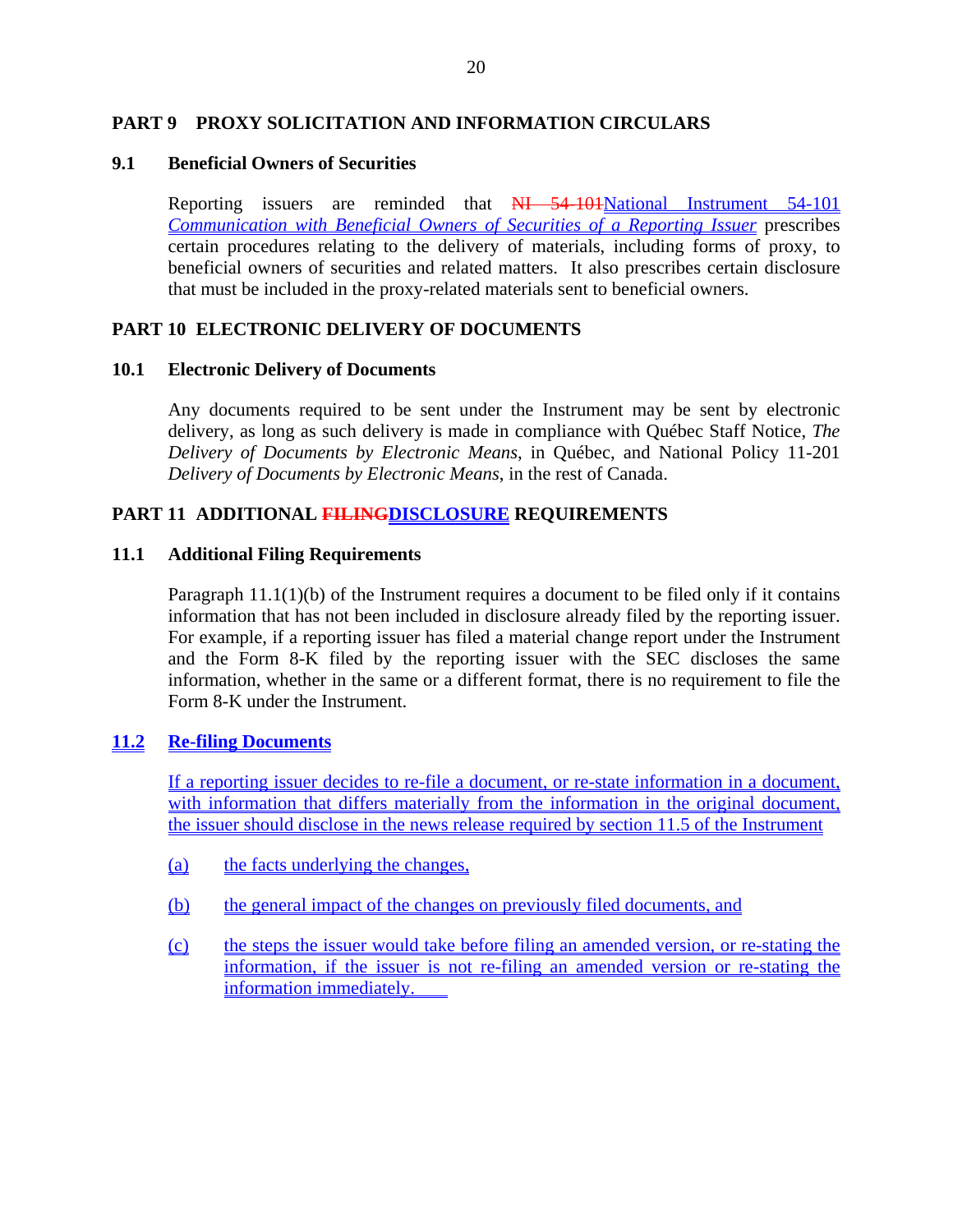## PART 9 PROXY SOLICITATION AND INFORMATION CIRCULARS

### 9.1 Beneficial Owners of Securities

Reporting issuers are reminded that ~~NI 54-101~~National Instrument 54-101 *Communication with Beneficial Owners of Securities of a Reporting Issuer* prescribes certain procedures relating to the delivery of materials, including forms of proxy, to beneficial owners of securities and related matters. It also prescribes certain disclosure that must be included in the proxy-related materials sent to beneficial owners.

## PART 10 ELECTRONIC DELIVERY OF DOCUMENTS

### 10.1 Electronic Delivery of Documents

Any documents required to be sent under the Instrument may be sent by electronic delivery, as long as such delivery is made in compliance with Québec Staff Notice, *The Delivery of Documents by Electronic Means*, in Québec, and National Policy 11-201 *Delivery of Documents by Electronic Means*, in the rest of Canada.

## PART 11 ADDITIONAL ~~FILING~~DISCLOSURE REQUIREMENTS

### 11.1 Additional Filing Requirements

Paragraph 11.1(1)(b) of the Instrument requires a document to be filed only if it contains information that has not been included in disclosure already filed by the reporting issuer. For example, if a reporting issuer has filed a material change report under the Instrument and the Form 8-K filed by the reporting issuer with the SEC discloses the same information, whether in the same or a different format, there is no requirement to file the Form 8-K under the Instrument.

### 11.2 Re-filing Documents

If a reporting issuer decides to re-file a document, or re-state information in a document, with information that differs materially from the information in the original document, the issuer should disclose in the news release required by section 11.5 of the Instrument

(a) the facts underlying the changes,

(b) the general impact of the changes on previously filed documents, and

(c) the steps the issuer would take before filing an amended version, or re-stating the information, if the issuer is not re-filing an amended version or re-stating the information immediately.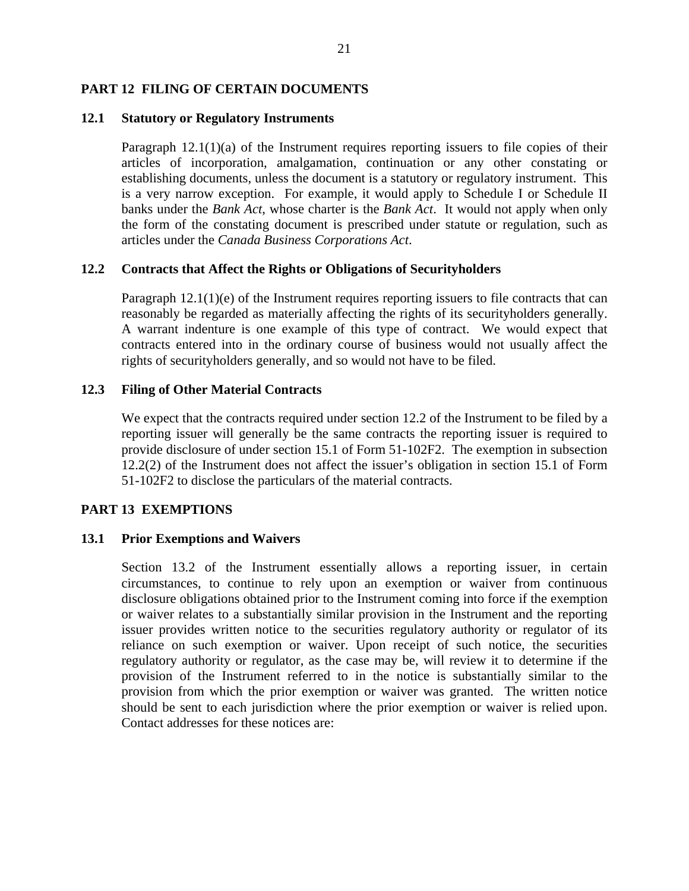## PART 12 FILING OF CERTAIN DOCUMENTS

### 12.1 Statutory or Regulatory Instruments

Paragraph 12.1(1)(a) of the Instrument requires reporting issuers to file copies of their articles of incorporation, amalgamation, continuation or any other constating or establishing documents, unless the document is a statutory or regulatory instrument. This is a very narrow exception. For example, it would apply to Schedule I or Schedule II banks under the *Bank Act*, whose charter is the *Bank Act*. It would not apply when only the form of the constating document is prescribed under statute or regulation, such as articles under the *Canada Business Corporations Act*.

### 12.2 Contracts that Affect the Rights or Obligations of Securityholders

Paragraph 12.1(1)(e) of the Instrument requires reporting issuers to file contracts that can reasonably be regarded as materially affecting the rights of its securityholders generally. A warrant indenture is one example of this type of contract. We would expect that contracts entered into in the ordinary course of business would not usually affect the rights of securityholders generally, and so would not have to be filed.

### 12.3 Filing of Other Material Contracts

We expect that the contracts required under section 12.2 of the Instrument to be filed by a reporting issuer will generally be the same contracts the reporting issuer is required to provide disclosure of under section 15.1 of Form 51-102F2. The exemption in subsection 12.2(2) of the Instrument does not affect the issuer's obligation in section 15.1 of Form 51-102F2 to disclose the particulars of the material contracts.

## PART 13 EXEMPTIONS

### 13.1 Prior Exemptions and Waivers

Section 13.2 of the Instrument essentially allows a reporting issuer, in certain circumstances, to continue to rely upon an exemption or waiver from continuous disclosure obligations obtained prior to the Instrument coming into force if the exemption or waiver relates to a substantially similar provision in the Instrument and the reporting issuer provides written notice to the securities regulatory authority or regulator of its reliance on such exemption or waiver. Upon receipt of such notice, the securities regulatory authority or regulator, as the case may be, will review it to determine if the provision of the Instrument referred to in the notice is substantially similar to the provision from which the prior exemption or waiver was granted. The written notice should be sent to each jurisdiction where the prior exemption or waiver is relied upon. Contact addresses for these notices are: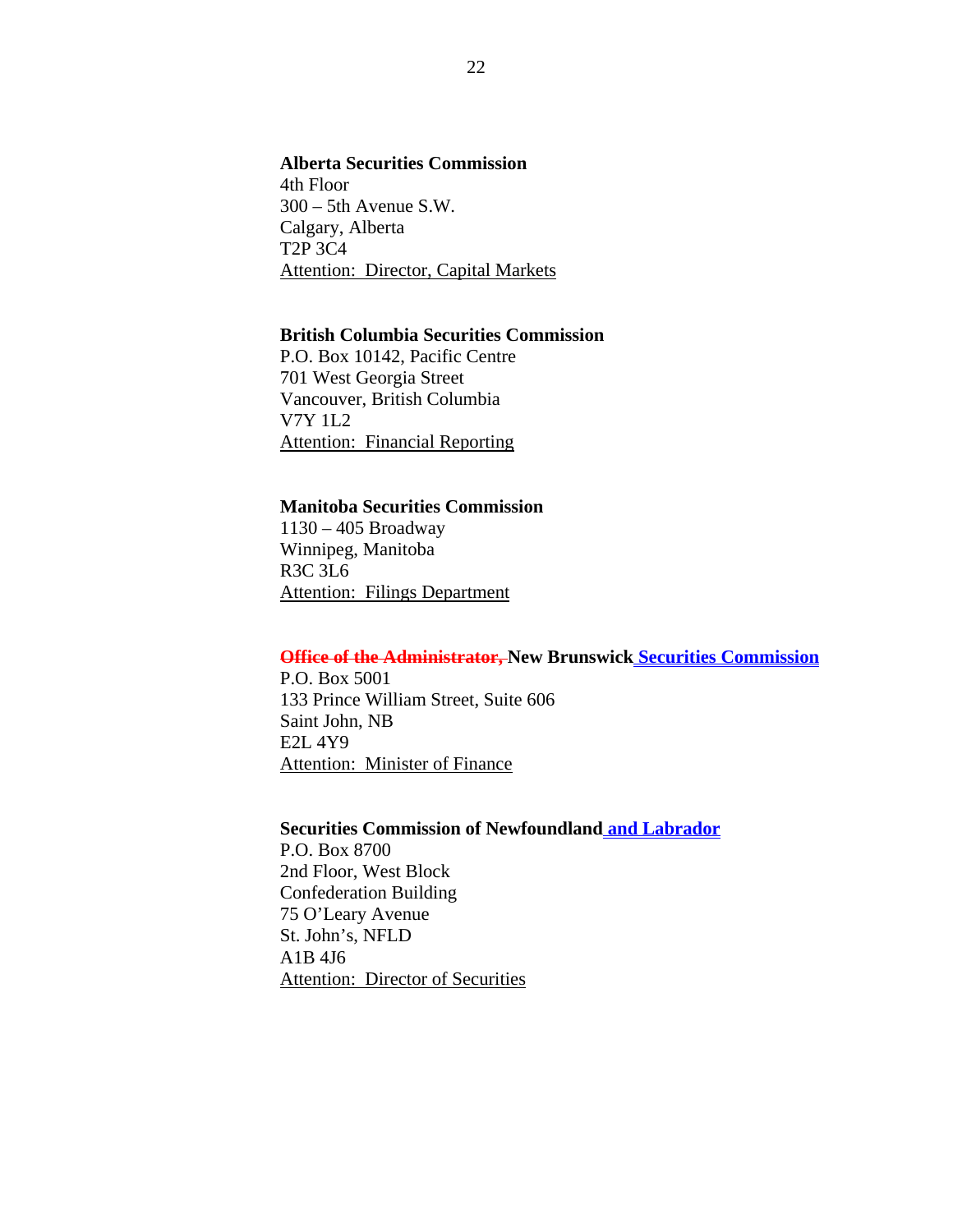**Alberta Securities Commission**
4th Floor
300 – 5th Avenue S.W.
Calgary, Alberta
T2P 3C4
Attention: Director, Capital Markets

**British Columbia Securities Commission**
P.O. Box 10142, Pacific Centre
701 West Georgia Street
Vancouver, British Columbia
V7Y 1L2
Attention: Financial Reporting

**Manitoba Securities Commission**
1130 – 405 Broadway
Winnipeg, Manitoba
R3C 3L6
Attention: Filings Department

**~~Office of the Administrator,~~ New Brunswick Securities Commission**
P.O. Box 5001
133 Prince William Street, Suite 606
Saint John, NB
E2L 4Y9
Attention: Minister of Finance

**Securities Commission of Newfoundland and Labrador**
P.O. Box 8700
2nd Floor, West Block
Confederation Building
75 O'Leary Avenue
St. John's, NFLD
A1B 4J6
Attention: Director of Securities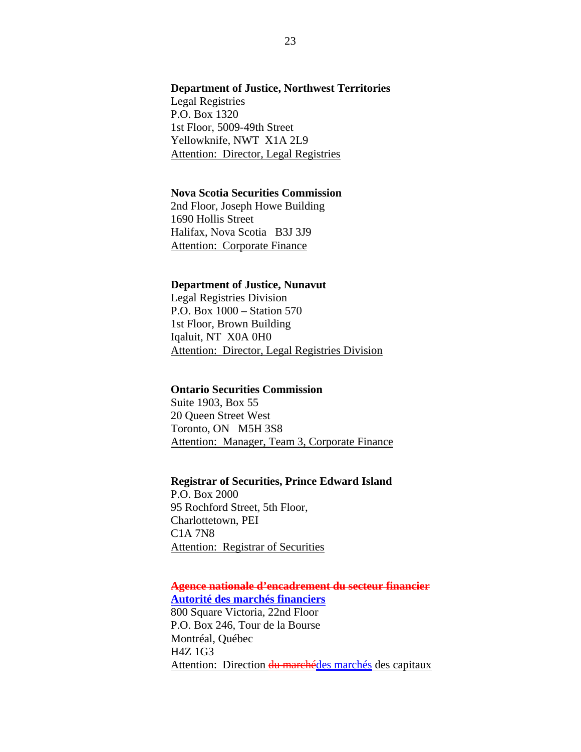**Department of Justice, Northwest Territories**
Legal Registries
P.O. Box 1320
1st Floor, 5009-49th Street
Yellowknife, NWT  X1A 2L9
<u>Attention:  Director, Legal Registries</u>

**Nova Scotia Securities Commission**
2nd Floor, Joseph Howe Building
1690 Hollis Street
Halifax, Nova Scotia   B3J 3J9
<u>Attention:  Corporate Finance</u>

**Department of Justice, Nunavut**
Legal Registries Division
P.O. Box 1000 – Station 570
1st Floor, Brown Building
Iqaluit, NT  X0A 0H0
<u>Attention:  Director, Legal Registries Division</u>

**Ontario Securities Commission**
Suite 1903, Box 55
20 Queen Street West
Toronto, ON   M5H 3S8
<u>Attention:  Manager, Team 3, Corporate Finance</u>

**Registrar of Securities, Prince Edward Island**
P.O. Box 2000
95 Rochford Street, 5th Floor,
Charlottetown, PEI
C1A 7N8
<u>Attention:  Registrar of Securities</u>

~~**Agence nationale d'encadrement du secteur financier**~~
**<u>Autorité des marchés financiers</u>**
800 Square Victoria, 22nd Floor
P.O. Box 246, Tour de la Bourse
Montréal, Québec
H4Z 1G3
<u>Attention:  Direction ~~du marché~~des marchés des capitaux</u>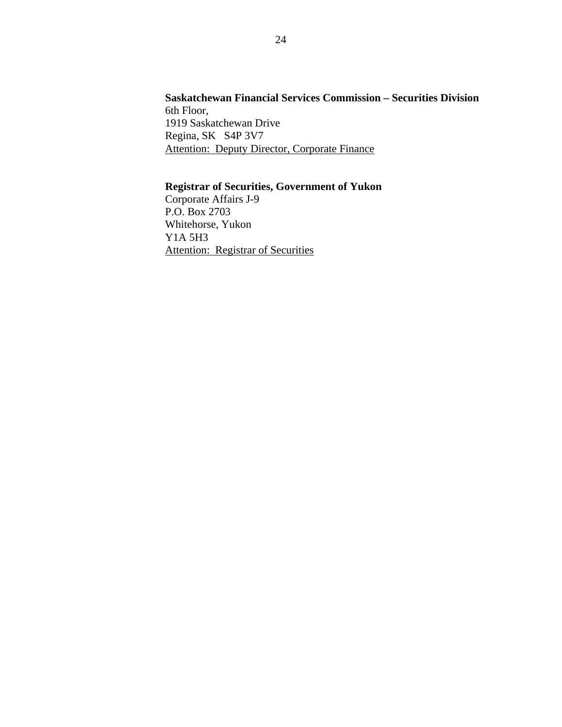**Saskatchewan Financial Services Commission – Securities Division**
6th Floor,
1919 Saskatchewan Drive
Regina, SK   S4P 3V7
Attention:  Deputy Director, Corporate Finance

**Registrar of Securities, Government of Yukon**
Corporate Affairs J-9
P.O. Box 2703
Whitehorse, Yukon
Y1A 5H3
Attention:  Registrar of Securities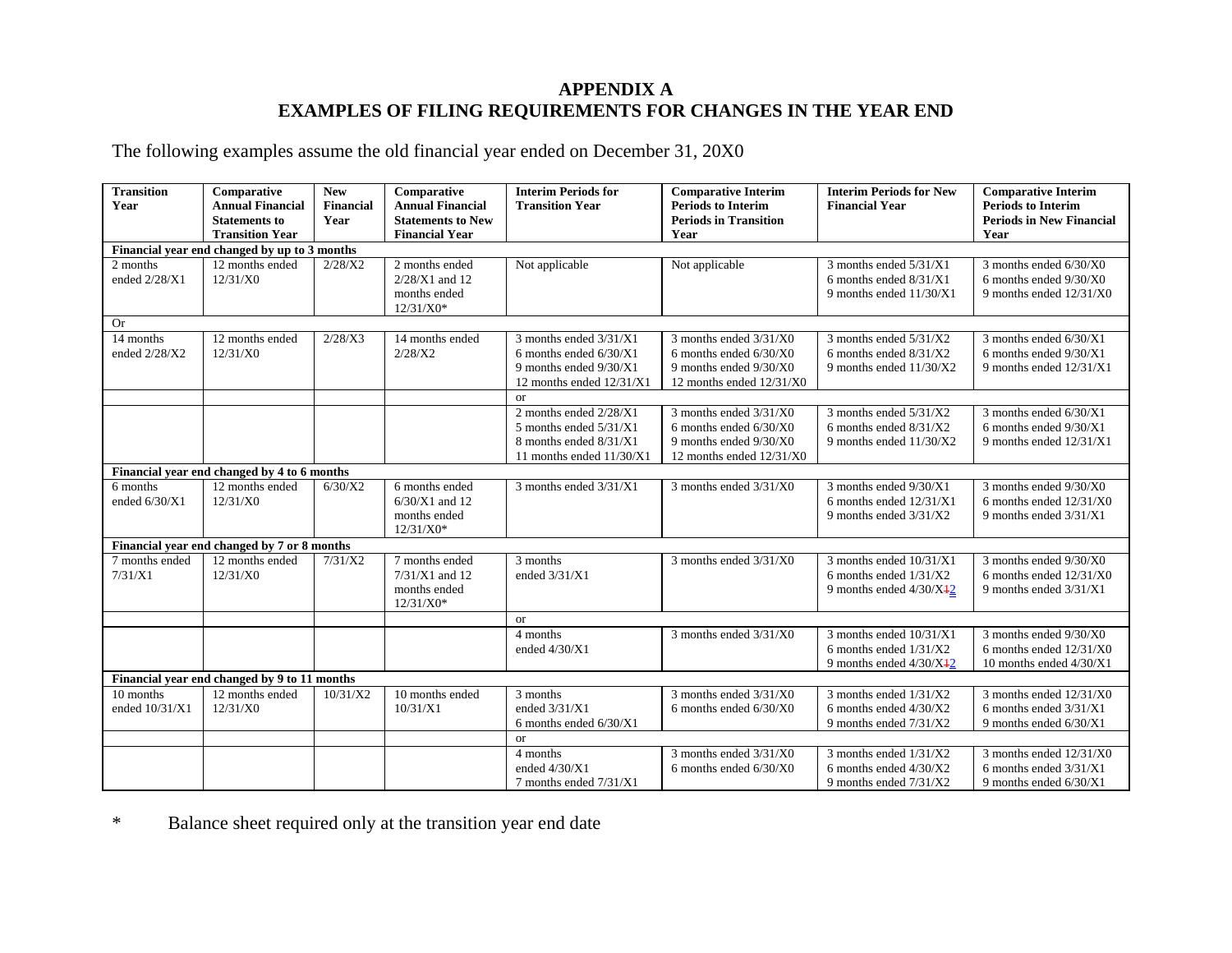# APPENDIX A
# EXAMPLES OF FILING REQUIREMENTS FOR CHANGES IN THE YEAR END

The following examples assume the old financial year ended on December 31, 20X0

| Transition Year | Comparative Annual Financial Statements to Transition Year | New Financial Year | Comparative Annual Financial Statements to New Financial Year | Interim Periods for Transition Year | Comparative Interim Periods to Interim Periods in Transition Year | Interim Periods for New Financial Year | Comparative Interim Periods to Interim Periods in New Financial Year |
|---|---|---|---|---|---|---|---|
| **Financial year end changed by up to 3 months** | | | | | | | |
| 2 months ended 2/28/X1 | 12 months ended 12/31/X0 | 2/28/X2 | 2 months ended 2/28/X1 and 12 months ended 12/31/X0* | Not applicable | Not applicable | 3 months ended 5/31/X1<br>6 months ended 8/31/X1<br>9 months ended 11/30/X1 | 3 months ended 6/30/X0<br>6 months ended 9/30/X0<br>9 months ended 12/31/X0 |
| Or | | | | | | | |
| 14 months ended 2/28/X2 | 12 months ended 12/31/X0 | 2/28/X3 | 14 months ended 2/28/X2 | 3 months ended 3/31/X1<br>6 months ended 6/30/X1<br>9 months ended 9/30/X1<br>12 months ended 12/31/X1 | 3 months ended 3/31/X0<br>6 months ended 6/30/X0<br>9 months ended 9/30/X0<br>12 months ended 12/31/X0 | 3 months ended 5/31/X2<br>6 months ended 8/31/X2<br>9 months ended 11/30/X2 | 3 months ended 6/30/X1<br>6 months ended 9/30/X1<br>9 months ended 12/31/X1 |
| | | | | or | | | |
| | | | | 2 months ended 2/28/X1<br>5 months ended 5/31/X1<br>8 months ended 8/31/X1<br>11 months ended 11/30/X1 | 3 months ended 3/31/X0<br>6 months ended 6/30/X0<br>9 months ended 9/30/X0<br>12 months ended 12/31/X0 | 3 months ended 5/31/X2<br>6 months ended 8/31/X2<br>9 months ended 11/30/X2 | 3 months ended 6/30/X1<br>6 months ended 9/30/X1<br>9 months ended 12/31/X1 |
| **Financial year end changed by 4 to 6 months** | | | | | | | |
| 6 months ended 6/30/X1 | 12 months ended 12/31/X0 | 6/30/X2 | 6 months ended 6/30/X1 and 12 months ended 12/31/X0* | 3 months ended 3/31/X1 | 3 months ended 3/31/X0 | 3 months ended 9/30/X1<br>6 months ended 12/31/X1<br>9 months ended 3/31/X2 | 3 months ended 9/30/X0<br>6 months ended 12/31/X0<br>9 months ended 3/31/X1 |
| **Financial year end changed by 7 or 8 months** | | | | | | | |
| 7 months ended 7/31/X1 | 12 months ended 12/31/X0 | 7/31/X2 | 7 months ended 7/31/X1 and 12 months ended 12/31/X0* | 3 months ended 3/31/X1 | 3 months ended 3/31/X0 | 3 months ended 10/31/X1<br>6 months ended 1/31/X2<br>9 months ended 4/30/X~~1~~2 | 3 months ended 9/30/X0<br>6 months ended 12/31/X0<br>9 months ended 3/31/X1 |
| | | | | or | | | |
| | | | | 4 months ended 4/30/X1 | 3 months ended 3/31/X0 | 3 months ended 10/31/X1<br>6 months ended 1/31/X2<br>9 months ended 4/30/X~~1~~2 | 3 months ended 9/30/X0<br>6 months ended 12/31/X0<br>10 months ended 4/30/X1 |
| **Financial year end changed by 9 to 11 months** | | | | | | | |
| 10 months ended 10/31/X1 | 12 months ended 12/31/X0 | 10/31/X2 | 10 months ended 10/31/X1 | 3 months ended 3/31/X1<br>6 months ended 6/30/X1 | 3 months ended 3/31/X0<br>6 months ended 6/30/X0 | 3 months ended 1/31/X2<br>6 months ended 4/30/X2<br>9 months ended 7/31/X2 | 3 months ended 12/31/X0<br>6 months ended 3/31/X1<br>9 months ended 6/30/X1 |
| | | | | or | | | |
| | | | | 4 months ended 4/30/X1<br>7 months ended 7/31/X1 | 3 months ended 3/31/X0<br>6 months ended 6/30/X0 | 3 months ended 1/31/X2<br>6 months ended 4/30/X2<br>9 months ended 7/31/X2 | 3 months ended 12/31/X0<br>6 months ended 3/31/X1<br>9 months ended 6/30/X1 |

\* Balance sheet required only at the transition year end date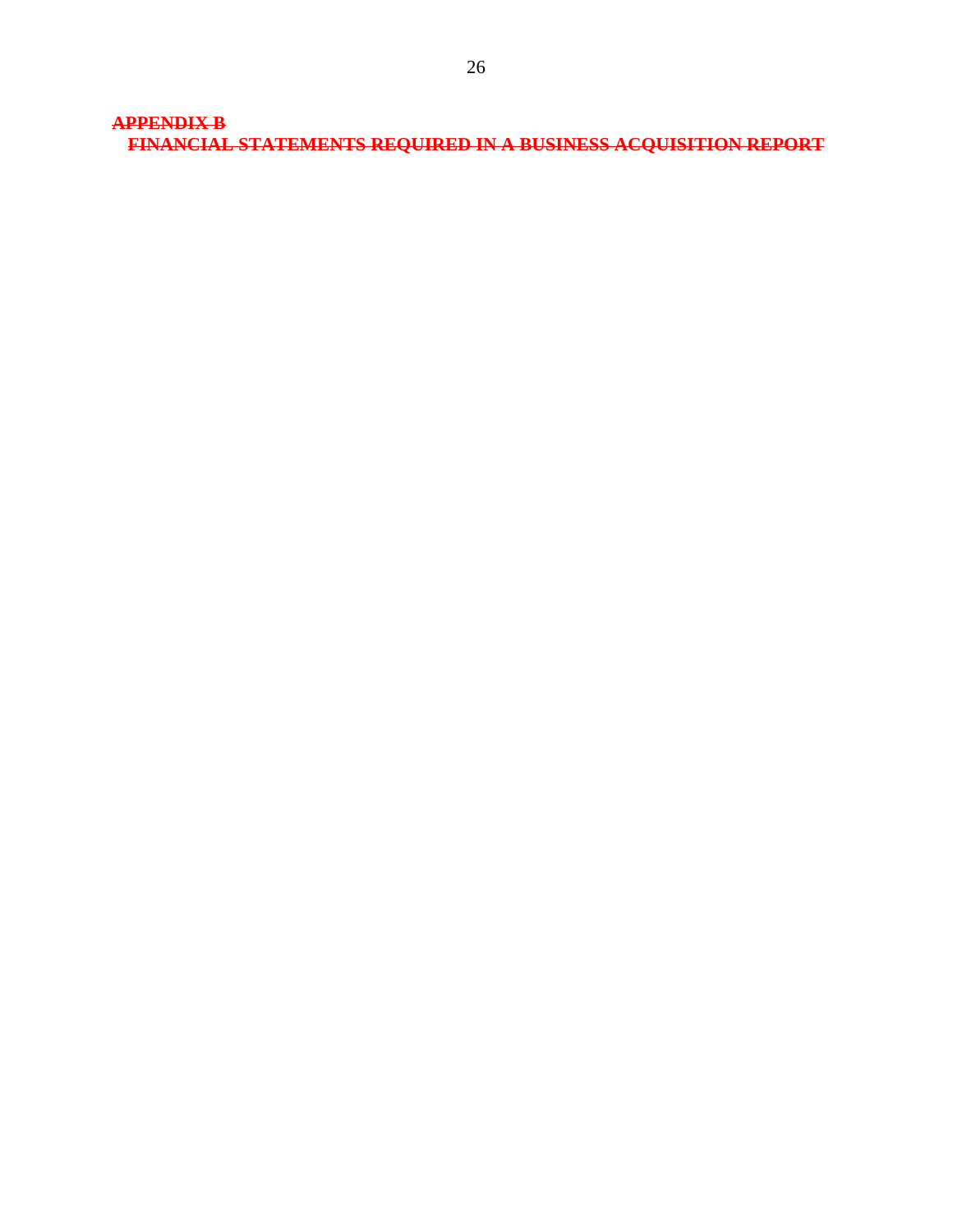## ~~APPENDIX B~~

## ~~FINANCIAL STATEMENTS REQUIRED IN A BUSINESS ACQUISITION REPORT~~